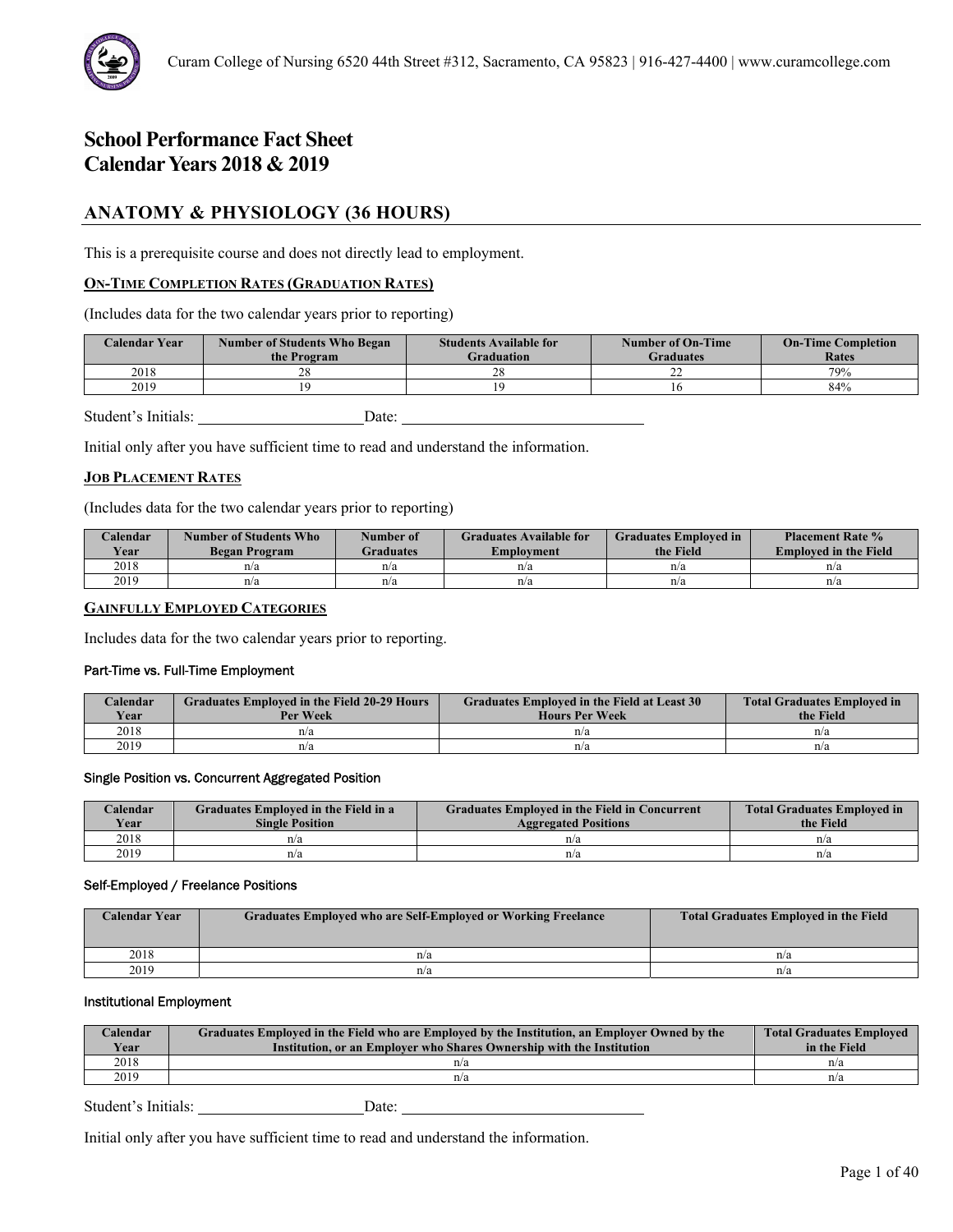# School Performance Fact Sheet
# Calendar Years 2018 & 2019

## ANATOMY & PHYSIOLOGY (36 HOURS)

This is a prerequisite course and does not directly lead to employment.

### ON-TIME COMPLETION RATES (GRADUATION RATES)

(Includes data for the two calendar years prior to reporting)

| Calendar Year | Number of Students Who Began the Program | Students Available for Graduation | Number of On-Time Graduates | On-Time Completion Rates |
|---|---|---|---|---|
| 2018 | 28 | 28 | 22 | 79% |
| 2019 | 19 | 19 | 16 | 84% |

Student's Initials: ____________________ Date: ______________________________

Initial only after you have sufficient time to read and understand the information.

### JOB PLACEMENT RATES

(Includes data for the two calendar years prior to reporting)

| Calendar Year | Number of Students Who Began Program | Number of Graduates | Graduates Available for Employment | Graduates Employed in the Field | Placement Rate % Employed in the Field |
|---|---|---|---|---|---|
| 2018 | n/a | n/a | n/a | n/a | n/a |
| 2019 | n/a | n/a | n/a | n/a | n/a |

### GAINFULLY EMPLOYED CATEGORIES

Includes data for the two calendar years prior to reporting.

#### Part-Time vs. Full-Time Employment

| Calendar Year | Graduates Employed in the Field 20-29 Hours Per Week | Graduates Employed in the Field at Least 30 Hours Per Week | Total Graduates Employed in the Field |
|---|---|---|---|
| 2018 | n/a | n/a | n/a |
| 2019 | n/a | n/a | n/a |

#### Single Position vs. Concurrent Aggregated Position

| Calendar Year | Graduates Employed in the Field in a Single Position | Graduates Employed in the Field in Concurrent Aggregated Positions | Total Graduates Employed in the Field |
|---|---|---|---|
| 2018 | n/a | n/a | n/a |
| 2019 | n/a | n/a | n/a |

#### Self-Employed / Freelance Positions

| Calendar Year | Graduates Employed who are Self-Employed or Working Freelance | Total Graduates Employed in the Field |
|---|---|---|
| 2018 | n/a | n/a |
| 2019 | n/a | n/a |

#### Institutional Employment

| Calendar Year | Graduates Employed in the Field who are Employed by the Institution, an Employer Owned by the Institution, or an Employer who Shares Ownership with the Institution | Total Graduates Employed in the Field |
|---|---|---|
| 2018 | n/a | n/a |
| 2019 | n/a | n/a |

Student's Initials: ____________________ Date: ______________________________

Initial only after you have sufficient time to read and understand the information.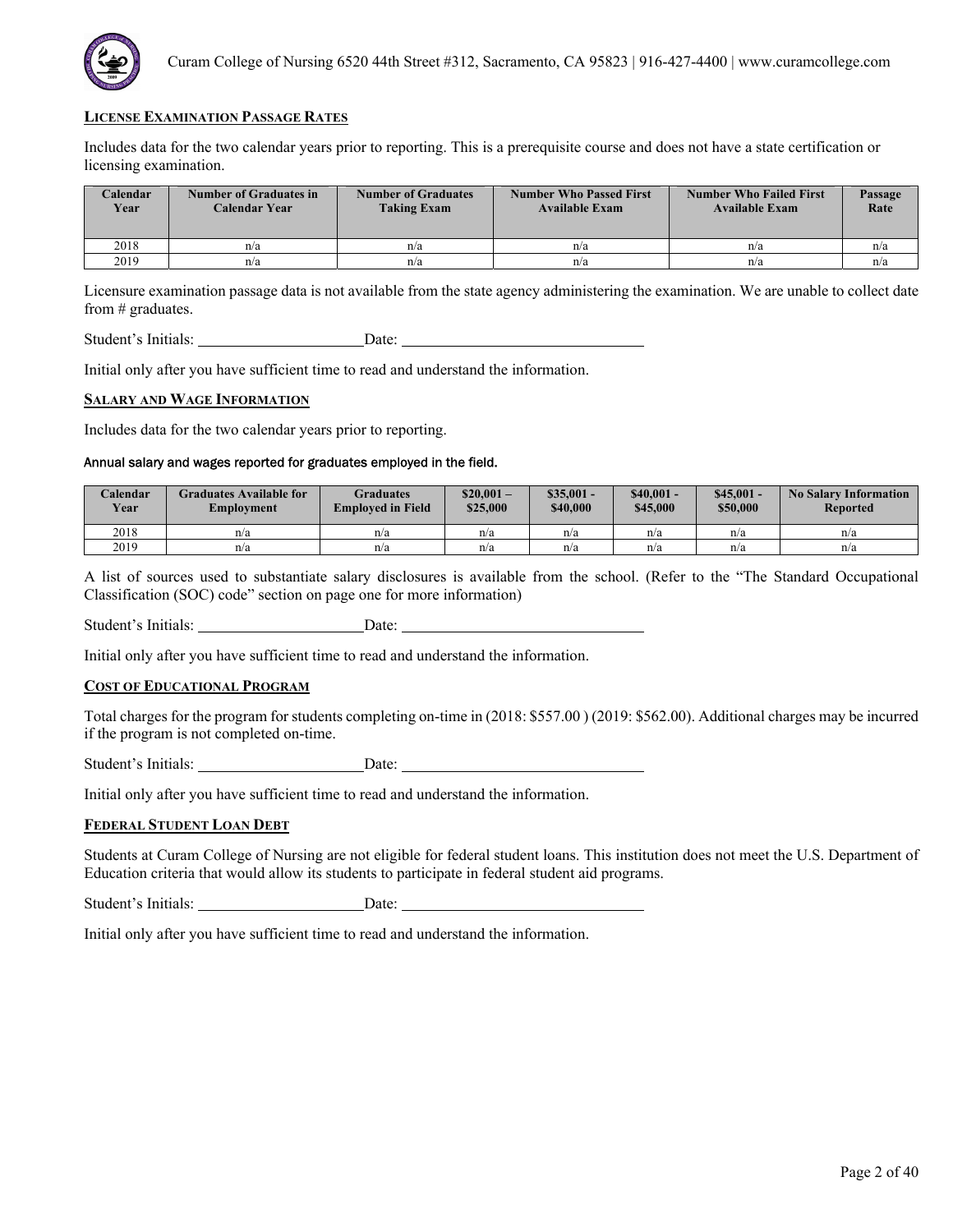## LICENSE EXAMINATION PASSAGE RATES

Includes data for the two calendar years prior to reporting. This is a prerequisite course and does not have a state certification or licensing examination.

| Calendar Year | Number of Graduates in Calendar Year | Number of Graduates Taking Exam | Number Who Passed First Available Exam | Number Who Failed First Available Exam | Passage Rate |
|---|---|---|---|---|---|
| 2018 | n/a | n/a | n/a | n/a | n/a |
| 2019 | n/a | n/a | n/a | n/a | n/a |

Licensure examination passage data is not available from the state agency administering the examination. We are unable to collect date from # graduates.

Student's Initials: ____________________ Date: ______________________________

Initial only after you have sufficient time to read and understand the information.

## SALARY AND WAGE INFORMATION

Includes data for the two calendar years prior to reporting.

Annual salary and wages reported for graduates employed in the field.

| Calendar Year | Graduates Available for Employment | Graduates Employed in Field | $20,001 – $25,000 | $35,001 - $40,000 | $40,001 - $45,000 | $45,001 - $50,000 | No Salary Information Reported |
|---|---|---|---|---|---|---|---|
| 2018 | n/a | n/a | n/a | n/a | n/a | n/a | n/a |
| 2019 | n/a | n/a | n/a | n/a | n/a | n/a | n/a |

A list of sources used to substantiate salary disclosures is available from the school. (Refer to the "The Standard Occupational Classification (SOC) code" section on page one for more information)

Student's Initials: ____________________ Date: ______________________________

Initial only after you have sufficient time to read and understand the information.

## COST OF EDUCATIONAL PROGRAM

Total charges for the program for students completing on-time in (2018: $557.00 ) (2019: $562.00). Additional charges may be incurred if the program is not completed on-time.

Student's Initials: ____________________ Date: ______________________________

Initial only after you have sufficient time to read and understand the information.

## FEDERAL STUDENT LOAN DEBT

Students at Curam College of Nursing are not eligible for federal student loans. This institution does not meet the U.S. Department of Education criteria that would allow its students to participate in federal student aid programs.

Student's Initials: ____________________ Date: ______________________________

Initial only after you have sufficient time to read and understand the information.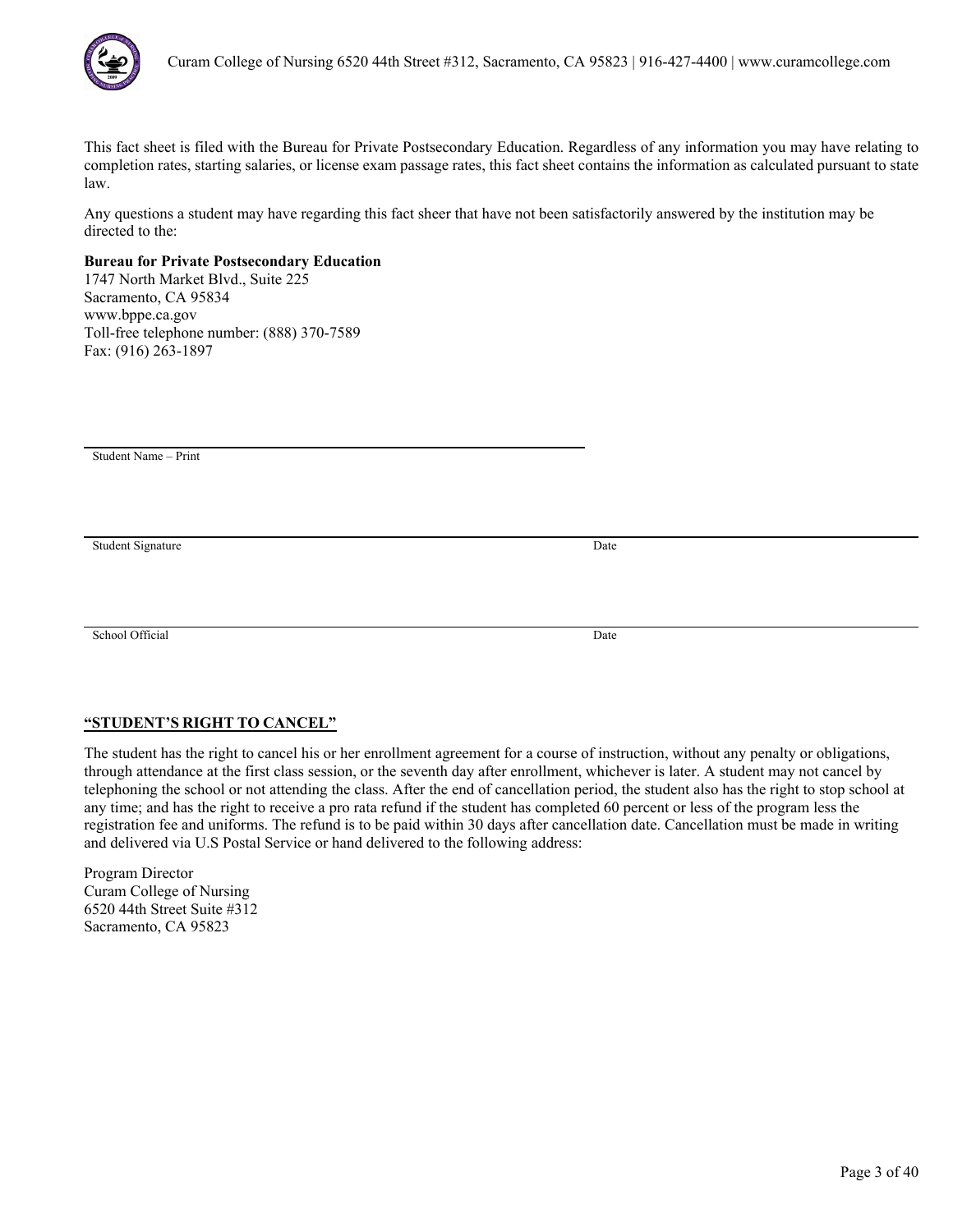This fact sheet is filed with the Bureau for Private Postsecondary Education. Regardless of any information you may have relating to completion rates, starting salaries, or license exam passage rates, this fact sheet contains the information as calculated pursuant to state law.

Any questions a student may have regarding this fact sheer that have not been satisfactorily answered by the institution may be directed to the:

**Bureau for Private Postsecondary Education**
1747 North Market Blvd., Suite 225
Sacramento, CA 95834
www.bppe.ca.gov
Toll-free telephone number: (888) 370-7589
Fax: (916) 263-1897

\_\_\_\_\_\_\_\_\_\_\_\_\_\_\_\_\_\_\_\_\_\_\_\_\_\_\_\_\_\_\_\_\_\_\_\_\_\_\_\_
Student Name – Print

\_\_\_\_\_\_\_\_\_\_\_\_\_\_\_\_\_\_\_\_\_\_\_\_\_\_\_\_\_\_\_\_\_\_\_\_\_\_\_\_ \_\_\_\_\_\_\_\_\_\_\_\_\_\_\_\_\_\_\_\_
Student Signature Date

\_\_\_\_\_\_\_\_\_\_\_\_\_\_\_\_\_\_\_\_\_\_\_\_\_\_\_\_\_\_\_\_\_\_\_\_\_\_\_\_ \_\_\_\_\_\_\_\_\_\_\_\_\_\_\_\_\_\_\_\_
School Official Date

**“STUDENT’S RIGHT TO CANCEL”**

The student has the right to cancel his or her enrollment agreement for a course of instruction, without any penalty or obligations, through attendance at the first class session, or the seventh day after enrollment, whichever is later. A student may not cancel by telephoning the school or not attending the class. After the end of cancellation period, the student also has the right to stop school at any time; and has the right to receive a pro rata refund if the student has completed 60 percent or less of the program less the registration fee and uniforms. The refund is to be paid within 30 days after cancellation date. Cancellation must be made in writing and delivered via U.S Postal Service or hand delivered to the following address:

Program Director
Curam College of Nursing
6520 44th Street Suite #312
Sacramento, CA 95823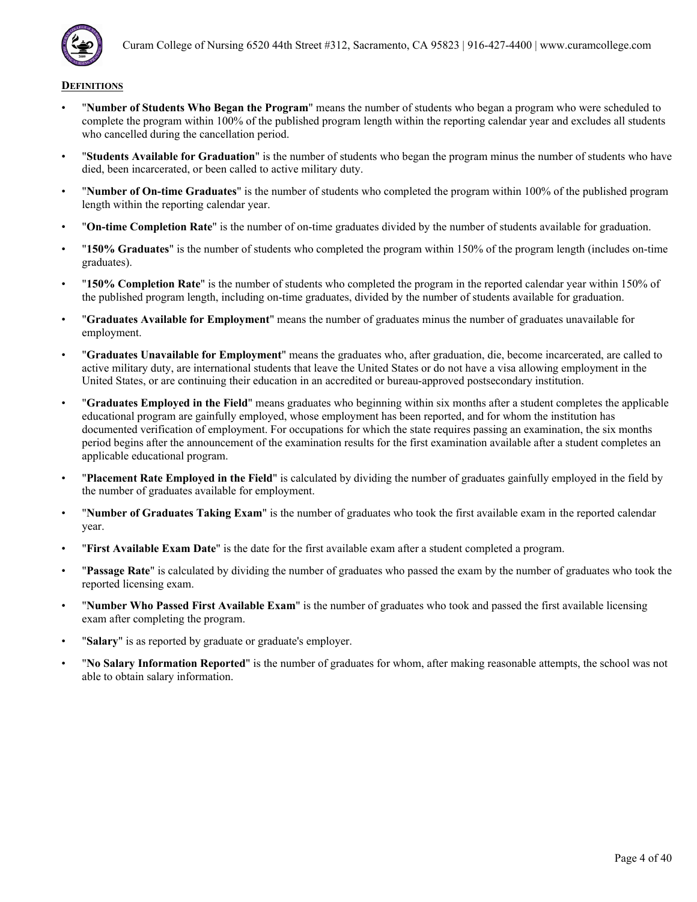## DEFINITIONS

- "**Number of Students Who Began the Program**" means the number of students who began a program who were scheduled to complete the program within 100% of the published program length within the reporting calendar year and excludes all students who cancelled during the cancellation period.
- "**Students Available for Graduation**" is the number of students who began the program minus the number of students who have died, been incarcerated, or been called to active military duty.
- "**Number of On-time Graduates**" is the number of students who completed the program within 100% of the published program length within the reporting calendar year.
- "**On-time Completion Rate**" is the number of on-time graduates divided by the number of students available for graduation.
- "**150% Graduates**" is the number of students who completed the program within 150% of the program length (includes on-time graduates).
- "**150% Completion Rate**" is the number of students who completed the program in the reported calendar year within 150% of the published program length, including on-time graduates, divided by the number of students available for graduation.
- "**Graduates Available for Employment**" means the number of graduates minus the number of graduates unavailable for employment.
- "**Graduates Unavailable for Employment**" means the graduates who, after graduation, die, become incarcerated, are called to active military duty, are international students that leave the United States or do not have a visa allowing employment in the United States, or are continuing their education in an accredited or bureau-approved postsecondary institution.
- "**Graduates Employed in the Field**" means graduates who beginning within six months after a student completes the applicable educational program are gainfully employed, whose employment has been reported, and for whom the institution has documented verification of employment. For occupations for which the state requires passing an examination, the six months period begins after the announcement of the examination results for the first examination available after a student completes an applicable educational program.
- "**Placement Rate Employed in the Field**" is calculated by dividing the number of graduates gainfully employed in the field by the number of graduates available for employment.
- "**Number of Graduates Taking Exam**" is the number of graduates who took the first available exam in the reported calendar year.
- "**First Available Exam Date**" is the date for the first available exam after a student completed a program.
- "**Passage Rate**" is calculated by dividing the number of graduates who passed the exam by the number of graduates who took the reported licensing exam.
- "**Number Who Passed First Available Exam**" is the number of graduates who took and passed the first available licensing exam after completing the program.
- "**Salary**" is as reported by graduate or graduate's employer.
- "**No Salary Information Reported**" is the number of graduates for whom, after making reasonable attempts, the school was not able to obtain salary information.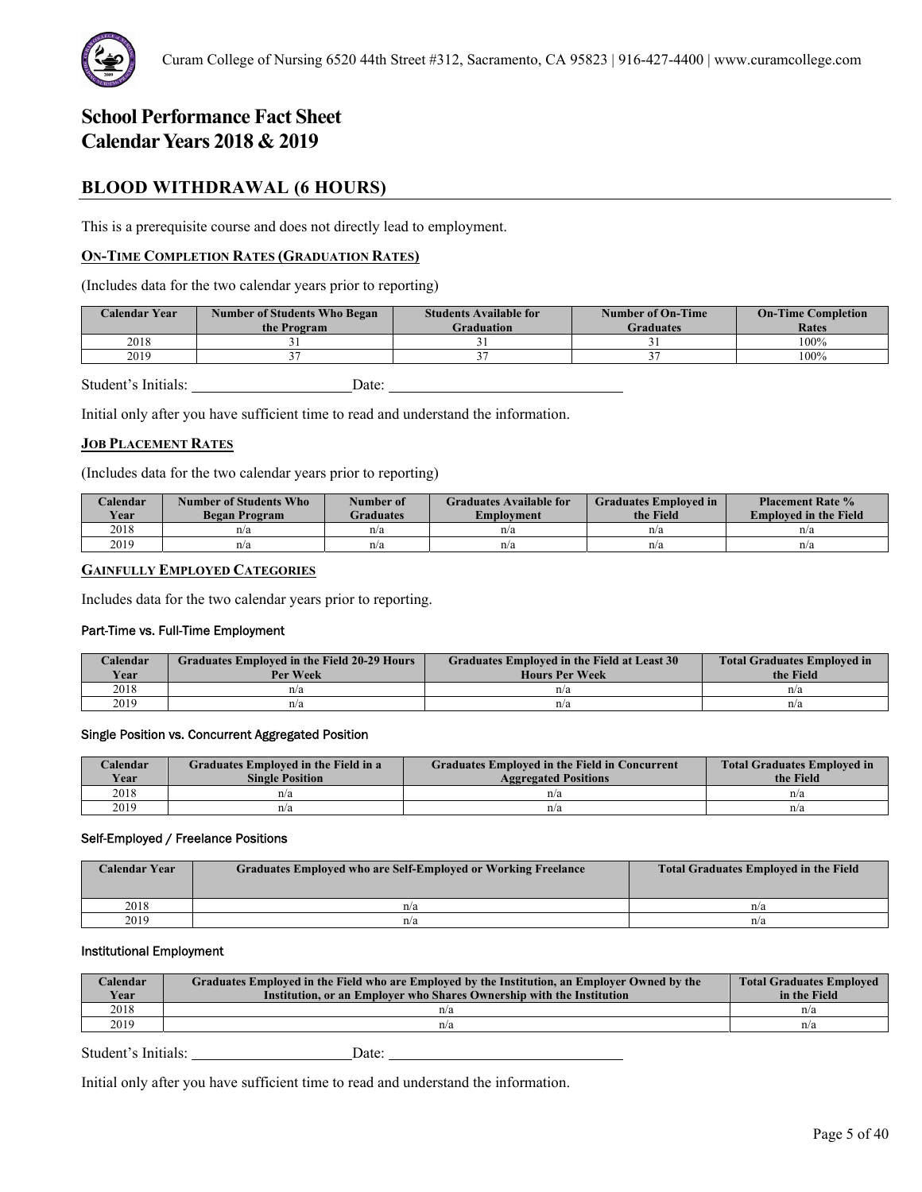# School Performance Fact Sheet
# Calendar Years 2018 & 2019

## BLOOD WITHDRAWAL (6 HOURS)

This is a prerequisite course and does not directly lead to employment.

**ON-TIME COMPLETION RATES (GRADUATION RATES)**

(Includes data for the two calendar years prior to reporting)

| Calendar Year | Number of Students Who Began the Program | Students Available for Graduation | Number of On-Time Graduates | On-Time Completion Rates |
|---|---|---|---|---|
| 2018 | 31 | 31 | 31 | 100% |
| 2019 | 37 | 37 | 37 | 100% |

Student's Initials: ____________________ Date: ______________________________

Initial only after you have sufficient time to read and understand the information.

**JOB PLACEMENT RATES**

(Includes data for the two calendar years prior to reporting)

| Calendar Year | Number of Students Who Began Program | Number of Graduates | Graduates Available for Employment | Graduates Employed in the Field | Placement Rate % Employed in the Field |
|---|---|---|---|---|---|
| 2018 | n/a | n/a | n/a | n/a | n/a |
| 2019 | n/a | n/a | n/a | n/a | n/a |

**GAINFULLY EMPLOYED CATEGORIES**

Includes data for the two calendar years prior to reporting.

#### Part-Time vs. Full-Time Employment

| Calendar Year | Graduates Employed in the Field 20-29 Hours Per Week | Graduates Employed in the Field at Least 30 Hours Per Week | Total Graduates Employed in the Field |
|---|---|---|---|
| 2018 | n/a | n/a | n/a |
| 2019 | n/a | n/a | n/a |

#### Single Position vs. Concurrent Aggregated Position

| Calendar Year | Graduates Employed in the Field in a Single Position | Graduates Employed in the Field in Concurrent Aggregated Positions | Total Graduates Employed in the Field |
|---|---|---|---|
| 2018 | n/a | n/a | n/a |
| 2019 | n/a | n/a | n/a |

#### Self-Employed / Freelance Positions

| Calendar Year | Graduates Employed who are Self-Employed or Working Freelance | Total Graduates Employed in the Field |
|---|---|---|
| 2018 | n/a | n/a |
| 2019 | n/a | n/a |

#### Institutional Employment

| Calendar Year | Graduates Employed in the Field who are Employed by the Institution, an Employer Owned by the Institution, or an Employer who Shares Ownership with the Institution | Total Graduates Employed in the Field |
|---|---|---|
| 2018 | n/a | n/a |
| 2019 | n/a | n/a |

Student's Initials: ____________________ Date: ______________________________

Initial only after you have sufficient time to read and understand the information.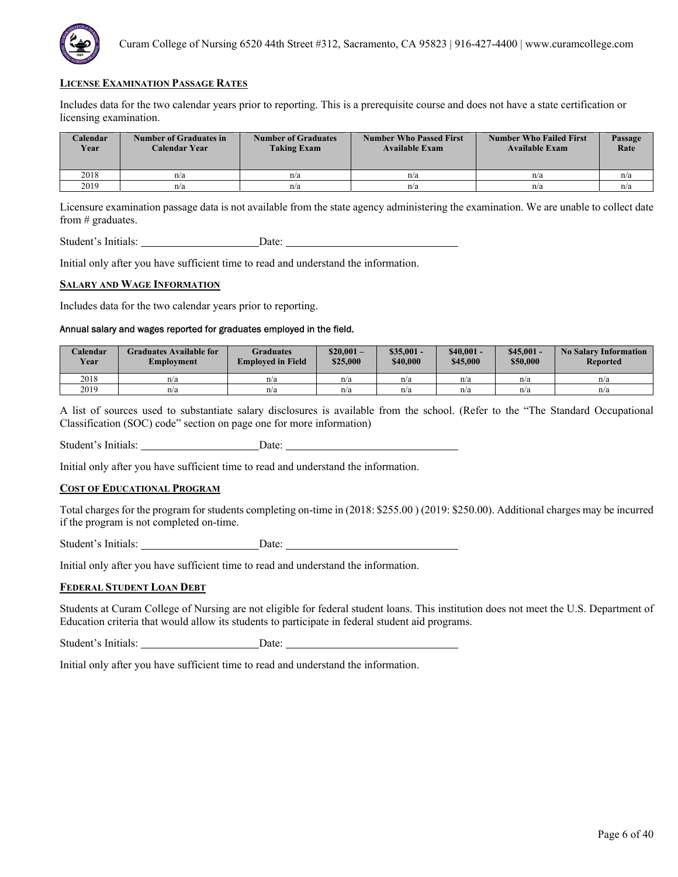## LICENSE EXAMINATION PASSAGE RATES

Includes data for the two calendar years prior to reporting. This is a prerequisite course and does not have a state certification or licensing examination.

| Calendar Year | Number of Graduates in Calendar Year | Number of Graduates Taking Exam | Number Who Passed First Available Exam | Number Who Failed First Available Exam | Passage Rate |
|---|---|---|---|---|---|
| 2018 | n/a | n/a | n/a | n/a | n/a |
| 2019 | n/a | n/a | n/a | n/a | n/a |

Licensure examination passage data is not available from the state agency administering the examination. We are unable to collect date from # graduates.

Student's Initials: ____________________ Date: ______________________________

Initial only after you have sufficient time to read and understand the information.

## SALARY AND WAGE INFORMATION

Includes data for the two calendar years prior to reporting.

Annual salary and wages reported for graduates employed in the field.

| Calendar Year | Graduates Available for Employment | Graduates Employed in Field | $20,001 – $25,000 | $35,001 - $40,000 | $40,001 - $45,000 | $45,001 - $50,000 | No Salary Information Reported |
|---|---|---|---|---|---|---|---|
| 2018 | n/a | n/a | n/a | n/a | n/a | n/a | n/a |
| 2019 | n/a | n/a | n/a | n/a | n/a | n/a | n/a |

A list of sources used to substantiate salary disclosures is available from the school. (Refer to the "The Standard Occupational Classification (SOC) code" section on page one for more information)

Student's Initials: ____________________ Date: ______________________________

Initial only after you have sufficient time to read and understand the information.

## COST OF EDUCATIONAL PROGRAM

Total charges for the program for students completing on-time in (2018: $255.00 ) (2019: $250.00). Additional charges may be incurred if the program is not completed on-time.

Student's Initials: ____________________ Date: ______________________________

Initial only after you have sufficient time to read and understand the information.

## FEDERAL STUDENT LOAN DEBT

Students at Curam College of Nursing are not eligible for federal student loans. This institution does not meet the U.S. Department of Education criteria that would allow its students to participate in federal student aid programs.

Student's Initials: ____________________ Date: ______________________________

Initial only after you have sufficient time to read and understand the information.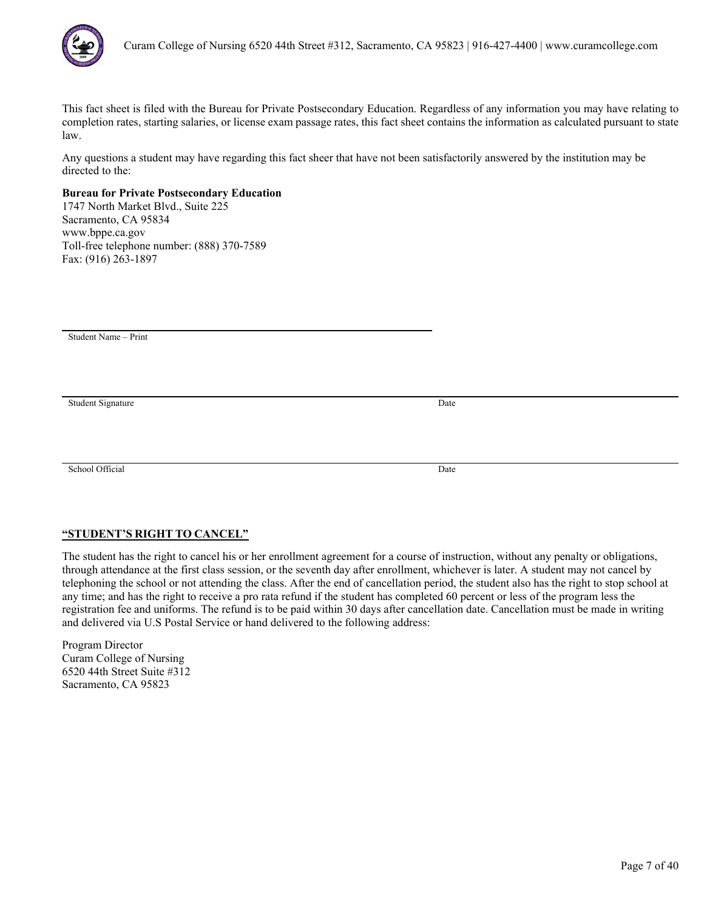This fact sheet is filed with the Bureau for Private Postsecondary Education. Regardless of any information you may have relating to completion rates, starting salaries, or license exam passage rates, this fact sheet contains the information as calculated pursuant to state law.

Any questions a student may have regarding this fact sheer that have not been satisfactorily answered by the institution may be directed to the:

**Bureau for Private Postsecondary Education**
1747 North Market Blvd., Suite 225
Sacramento, CA 95834
www.bppe.ca.gov
Toll-free telephone number: (888) 370-7589
Fax: (916) 263-1897

______________________________
Student Name – Print

______________________________
Student Signature　　　　　　　　　Date

______________________________
School Official　　　　　　　　　　Date

**"STUDENT'S RIGHT TO CANCEL"**

The student has the right to cancel his or her enrollment agreement for a course of instruction, without any penalty or obligations, through attendance at the first class session, or the seventh day after enrollment, whichever is later. A student may not cancel by telephoning the school or not attending the class. After the end of cancellation period, the student also has the right to stop school at any time; and has the right to receive a pro rata refund if the student has completed 60 percent or less of the program less the registration fee and uniforms. The refund is to be paid within 30 days after cancellation date. Cancellation must be made in writing and delivered via U.S Postal Service or hand delivered to the following address:

Program Director
Curam College of Nursing
6520 44th Street Suite #312
Sacramento, CA 95823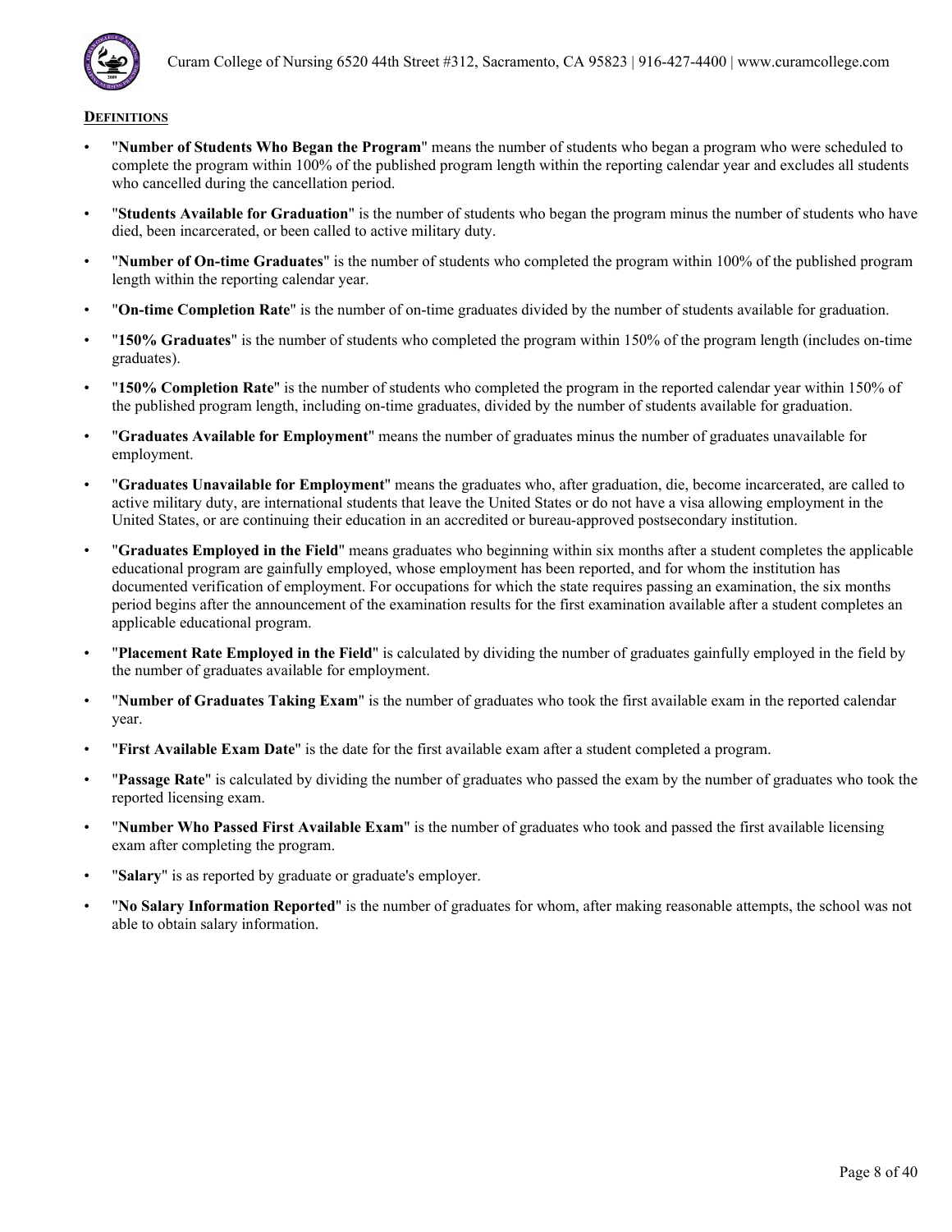## DEFINITIONS

- "**Number of Students Who Began the Program**" means the number of students who began a program who were scheduled to complete the program within 100% of the published program length within the reporting calendar year and excludes all students who cancelled during the cancellation period.
- "**Students Available for Graduation**" is the number of students who began the program minus the number of students who have died, been incarcerated, or been called to active military duty.
- "**Number of On-time Graduates**" is the number of students who completed the program within 100% of the published program length within the reporting calendar year.
- "**On-time Completion Rate**" is the number of on-time graduates divided by the number of students available for graduation.
- "**150% Graduates**" is the number of students who completed the program within 150% of the program length (includes on-time graduates).
- "**150% Completion Rate**" is the number of students who completed the program in the reported calendar year within 150% of the published program length, including on-time graduates, divided by the number of students available for graduation.
- "**Graduates Available for Employment**" means the number of graduates minus the number of graduates unavailable for employment.
- "**Graduates Unavailable for Employment**" means the graduates who, after graduation, die, become incarcerated, are called to active military duty, are international students that leave the United States or do not have a visa allowing employment in the United States, or are continuing their education in an accredited or bureau-approved postsecondary institution.
- "**Graduates Employed in the Field**" means graduates who beginning within six months after a student completes the applicable educational program are gainfully employed, whose employment has been reported, and for whom the institution has documented verification of employment. For occupations for which the state requires passing an examination, the six months period begins after the announcement of the examination results for the first examination available after a student completes an applicable educational program.
- "**Placement Rate Employed in the Field**" is calculated by dividing the number of graduates gainfully employed in the field by the number of graduates available for employment.
- "**Number of Graduates Taking Exam**" is the number of graduates who took the first available exam in the reported calendar year.
- "**First Available Exam Date**" is the date for the first available exam after a student completed a program.
- "**Passage Rate**" is calculated by dividing the number of graduates who passed the exam by the number of graduates who took the reported licensing exam.
- "**Number Who Passed First Available Exam**" is the number of graduates who took and passed the first available licensing exam after completing the program.
- "**Salary**" is as reported by graduate or graduate's employer.
- "**No Salary Information Reported**" is the number of graduates for whom, after making reasonable attempts, the school was not able to obtain salary information.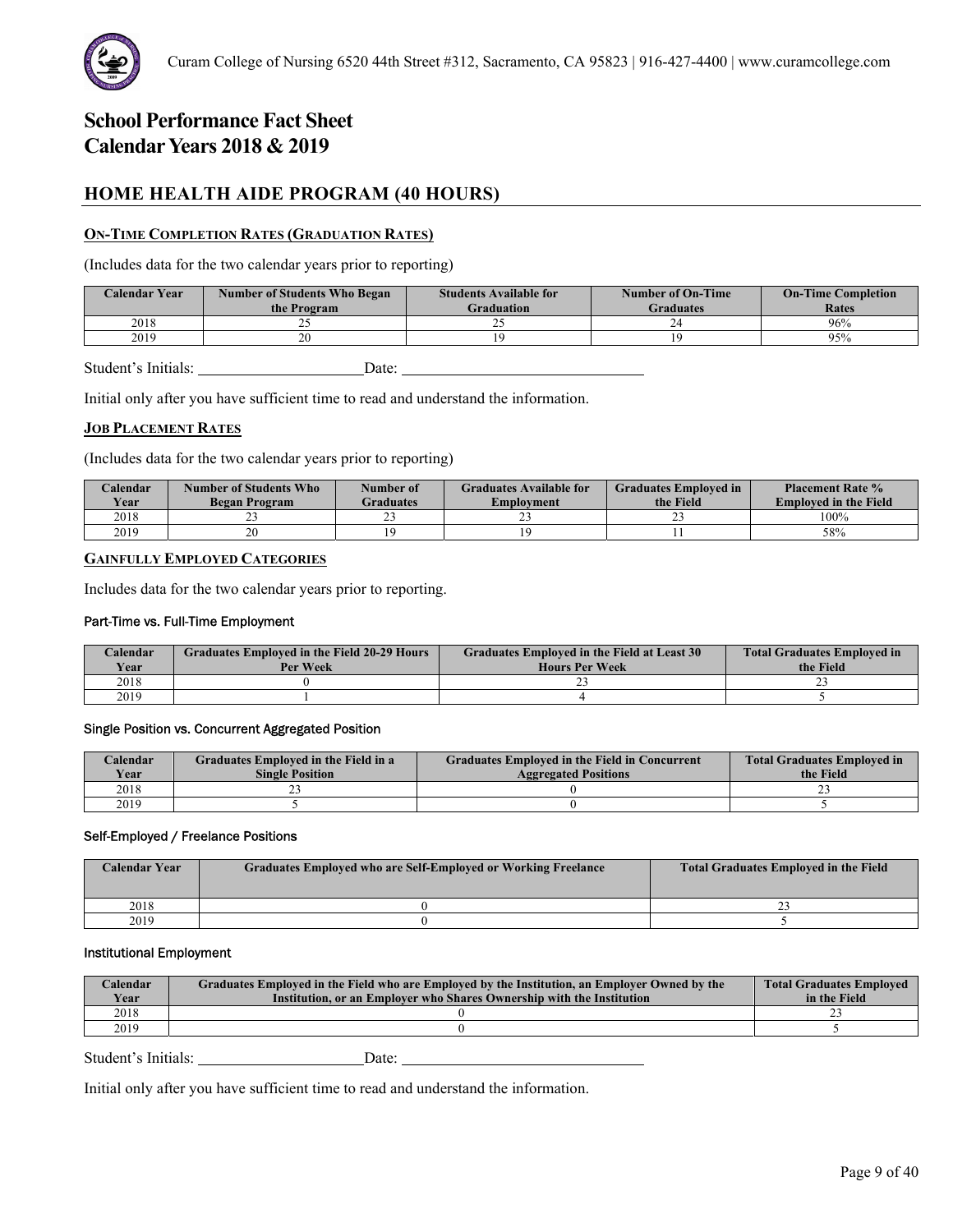Curam College of Nursing 6520 44th Street #312, Sacramento, CA 95823 | 916-427-4400 | www.curamcollege.com

# School Performance Fact Sheet
# Calendar Years 2018 & 2019

## HOME HEALTH AIDE PROGRAM (40 HOURS)

### ON-TIME COMPLETION RATES (GRADUATION RATES)

(Includes data for the two calendar years prior to reporting)

| Calendar Year | Number of Students Who Began the Program | Students Available for Graduation | Number of On-Time Graduates | On-Time Completion Rates |
|---|---|---|---|---|
| 2018 | 25 | 25 | 24 | 96% |
| 2019 | 20 | 19 | 19 | 95% |

Student's Initials: ____________________ Date: ______________________________

Initial only after you have sufficient time to read and understand the information.

### JOB PLACEMENT RATES

(Includes data for the two calendar years prior to reporting)

| Calendar Year | Number of Students Who Began Program | Number of Graduates | Graduates Available for Employment | Graduates Employed in the Field | Placement Rate % Employed in the Field |
|---|---|---|---|---|---|
| 2018 | 23 | 23 | 23 | 23 | 100% |
| 2019 | 20 | 19 | 19 | 11 | 58% |

### GAINFULLY EMPLOYED CATEGORIES

Includes data for the two calendar years prior to reporting.

#### Part-Time vs. Full-Time Employment

| Calendar Year | Graduates Employed in the Field 20-29 Hours Per Week | Graduates Employed in the Field at Least 30 Hours Per Week | Total Graduates Employed in the Field |
|---|---|---|---|
| 2018 | 0 | 23 | 23 |
| 2019 | 1 | 4 | 5 |

#### Single Position vs. Concurrent Aggregated Position

| Calendar Year | Graduates Employed in the Field in a Single Position | Graduates Employed in the Field in Concurrent Aggregated Positions | Total Graduates Employed in the Field |
|---|---|---|---|
| 2018 | 23 | 0 | 23 |
| 2019 | 5 | 0 | 5 |

#### Self-Employed / Freelance Positions

| Calendar Year | Graduates Employed who are Self-Employed or Working Freelance | Total Graduates Employed in the Field |
|---|---|---|
| 2018 | 0 | 23 |
| 2019 | 0 | 5 |

#### Institutional Employment

| Calendar Year | Graduates Employed in the Field who are Employed by the Institution, an Employer Owned by the Institution, or an Employer who Shares Ownership with the Institution | Total Graduates Employed in the Field |
|---|---|---|
| 2018 | 0 | 23 |
| 2019 | 0 | 5 |

Student's Initials: ____________________ Date: ______________________________

Initial only after you have sufficient time to read and understand the information.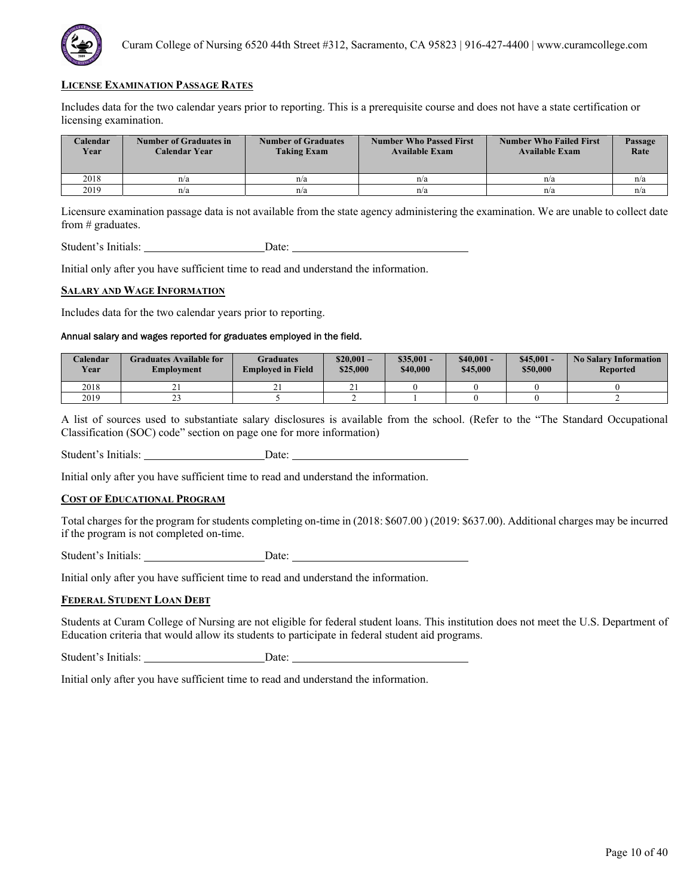## License Examination Passage Rates

Includes data for the two calendar years prior to reporting. This is a prerequisite course and does not have a state certification or licensing examination.

| Calendar Year | Number of Graduates in Calendar Year | Number of Graduates Taking Exam | Number Who Passed First Available Exam | Number Who Failed First Available Exam | Passage Rate |
|---|---|---|---|---|---|
| 2018 | n/a | n/a | n/a | n/a | n/a |
| 2019 | n/a | n/a | n/a | n/a | n/a |

Licensure examination passage data is not available from the state agency administering the examination. We are unable to collect date from # graduates.

Student's Initials: ______________________ Date: ________________________________

Initial only after you have sufficient time to read and understand the information.

## Salary and Wage Information

Includes data for the two calendar years prior to reporting.

Annual salary and wages reported for graduates employed in the field.

| Calendar Year | Graduates Available for Employment | Graduates Employed in Field | $20,001 – $25,000 | $35,001 - $40,000 | $40,001 - $45,000 | $45,001 - $50,000 | No Salary Information Reported |
|---|---|---|---|---|---|---|---|
| 2018 | 21 | 21 | 21 | 0 | 0 | 0 | 0 |
| 2019 | 23 | 5 | 2 | 1 | 0 | 0 | 2 |

A list of sources used to substantiate salary disclosures is available from the school. (Refer to the "The Standard Occupational Classification (SOC) code" section on page one for more information)

Student's Initials: ______________________ Date: ________________________________

Initial only after you have sufficient time to read and understand the information.

## Cost of Educational Program

Total charges for the program for students completing on-time in (2018: $607.00 ) (2019: $637.00). Additional charges may be incurred if the program is not completed on-time.

Student's Initials: ______________________ Date: ________________________________

Initial only after you have sufficient time to read and understand the information.

## Federal Student Loan Debt

Students at Curam College of Nursing are not eligible for federal student loans. This institution does not meet the U.S. Department of Education criteria that would allow its students to participate in federal student aid programs.

Student's Initials: ______________________ Date: ________________________________

Initial only after you have sufficient time to read and understand the information.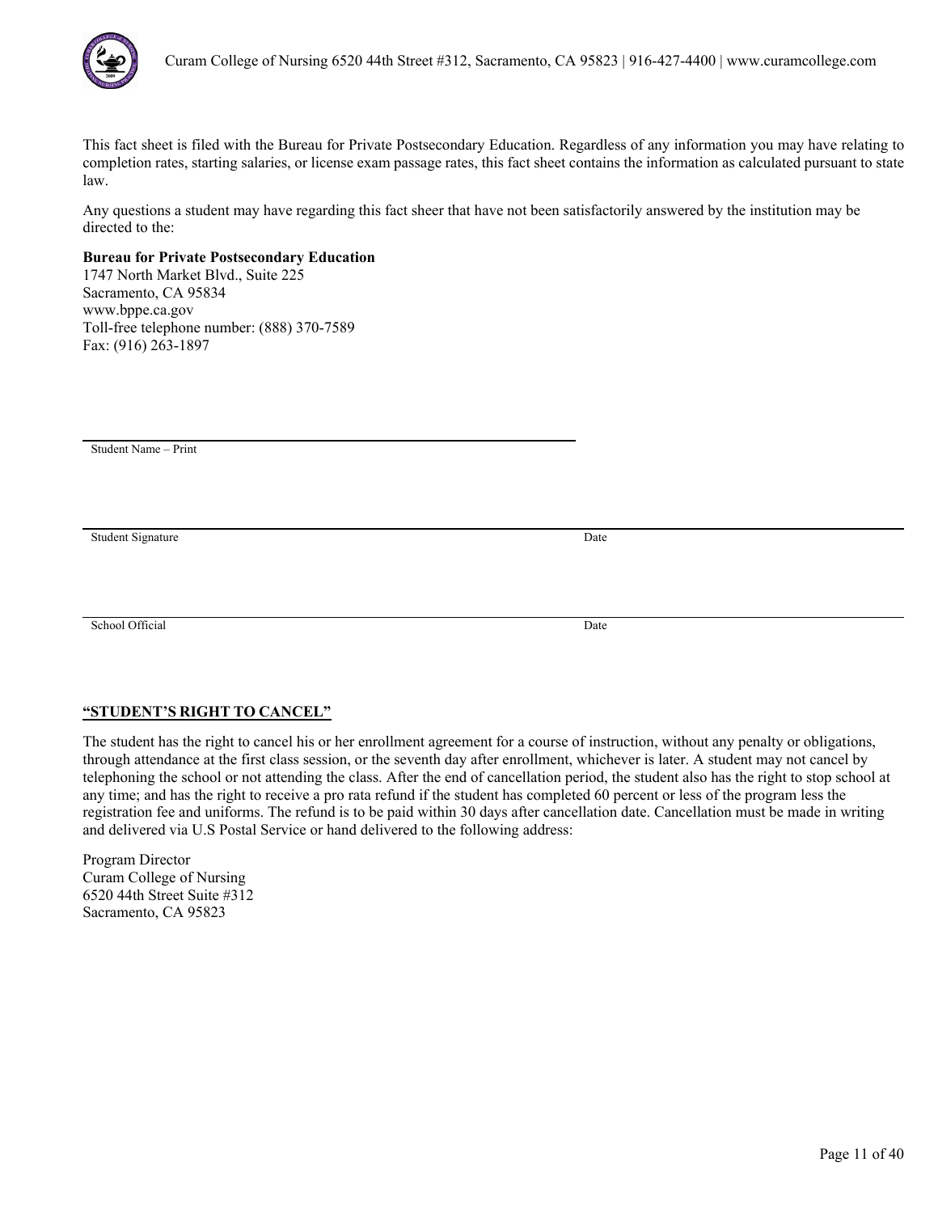This fact sheet is filed with the Bureau for Private Postsecondary Education. Regardless of any information you may have relating to completion rates, starting salaries, or license exam passage rates, this fact sheet contains the information as calculated pursuant to state law.

Any questions a student may have regarding this fact sheer that have not been satisfactorily answered by the institution may be directed to the:

**Bureau for Private Postsecondary Education**
1747 North Market Blvd., Suite 225
Sacramento, CA 95834
www.bppe.ca.gov
Toll-free telephone number: (888) 370-7589
Fax: (916) 263-1897

Student Name – Print

Student Signature Date

School Official Date

**<u>"STUDENT'S RIGHT TO CANCEL"</u>**

The student has the right to cancel his or her enrollment agreement for a course of instruction, without any penalty or obligations, through attendance at the first class session, or the seventh day after enrollment, whichever is later. A student may not cancel by telephoning the school or not attending the class. After the end of cancellation period, the student also has the right to stop school at any time; and has the right to receive a pro rata refund if the student has completed 60 percent or less of the program less the registration fee and uniforms. The refund is to be paid within 30 days after cancellation date. Cancellation must be made in writing and delivered via U.S Postal Service or hand delivered to the following address:

Program Director
Curam College of Nursing
6520 44th Street Suite #312
Sacramento, CA 95823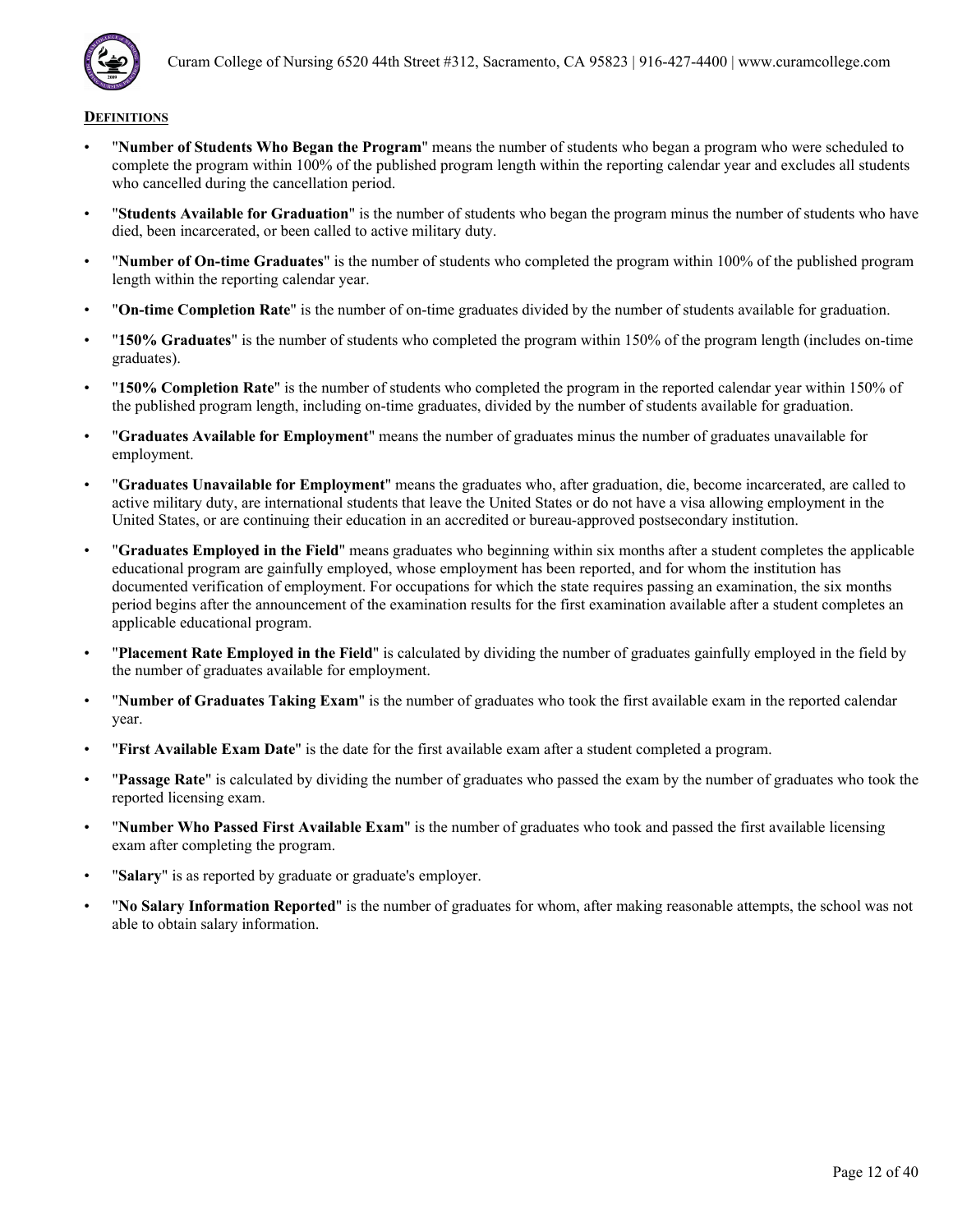## DEFINITIONS

- "**Number of Students Who Began the Program**" means the number of students who began a program who were scheduled to complete the program within 100% of the published program length within the reporting calendar year and excludes all students who cancelled during the cancellation period.
- "**Students Available for Graduation**" is the number of students who began the program minus the number of students who have died, been incarcerated, or been called to active military duty.
- "**Number of On-time Graduates**" is the number of students who completed the program within 100% of the published program length within the reporting calendar year.
- "**On-time Completion Rate**" is the number of on-time graduates divided by the number of students available for graduation.
- "**150% Graduates**" is the number of students who completed the program within 150% of the program length (includes on-time graduates).
- "**150% Completion Rate**" is the number of students who completed the program in the reported calendar year within 150% of the published program length, including on-time graduates, divided by the number of students available for graduation.
- "**Graduates Available for Employment**" means the number of graduates minus the number of graduates unavailable for employment.
- "**Graduates Unavailable for Employment**" means the graduates who, after graduation, die, become incarcerated, are called to active military duty, are international students that leave the United States or do not have a visa allowing employment in the United States, or are continuing their education in an accredited or bureau-approved postsecondary institution.
- "**Graduates Employed in the Field**" means graduates who beginning within six months after a student completes the applicable educational program are gainfully employed, whose employment has been reported, and for whom the institution has documented verification of employment. For occupations for which the state requires passing an examination, the six months period begins after the announcement of the examination results for the first examination available after a student completes an applicable educational program.
- "**Placement Rate Employed in the Field**" is calculated by dividing the number of graduates gainfully employed in the field by the number of graduates available for employment.
- "**Number of Graduates Taking Exam**" is the number of graduates who took the first available exam in the reported calendar year.
- "**First Available Exam Date**" is the date for the first available exam after a student completed a program.
- "**Passage Rate**" is calculated by dividing the number of graduates who passed the exam by the number of graduates who took the reported licensing exam.
- "**Number Who Passed First Available Exam**" is the number of graduates who took and passed the first available licensing exam after completing the program.
- "**Salary**" is as reported by graduate or graduate's employer.
- "**No Salary Information Reported**" is the number of graduates for whom, after making reasonable attempts, the school was not able to obtain salary information.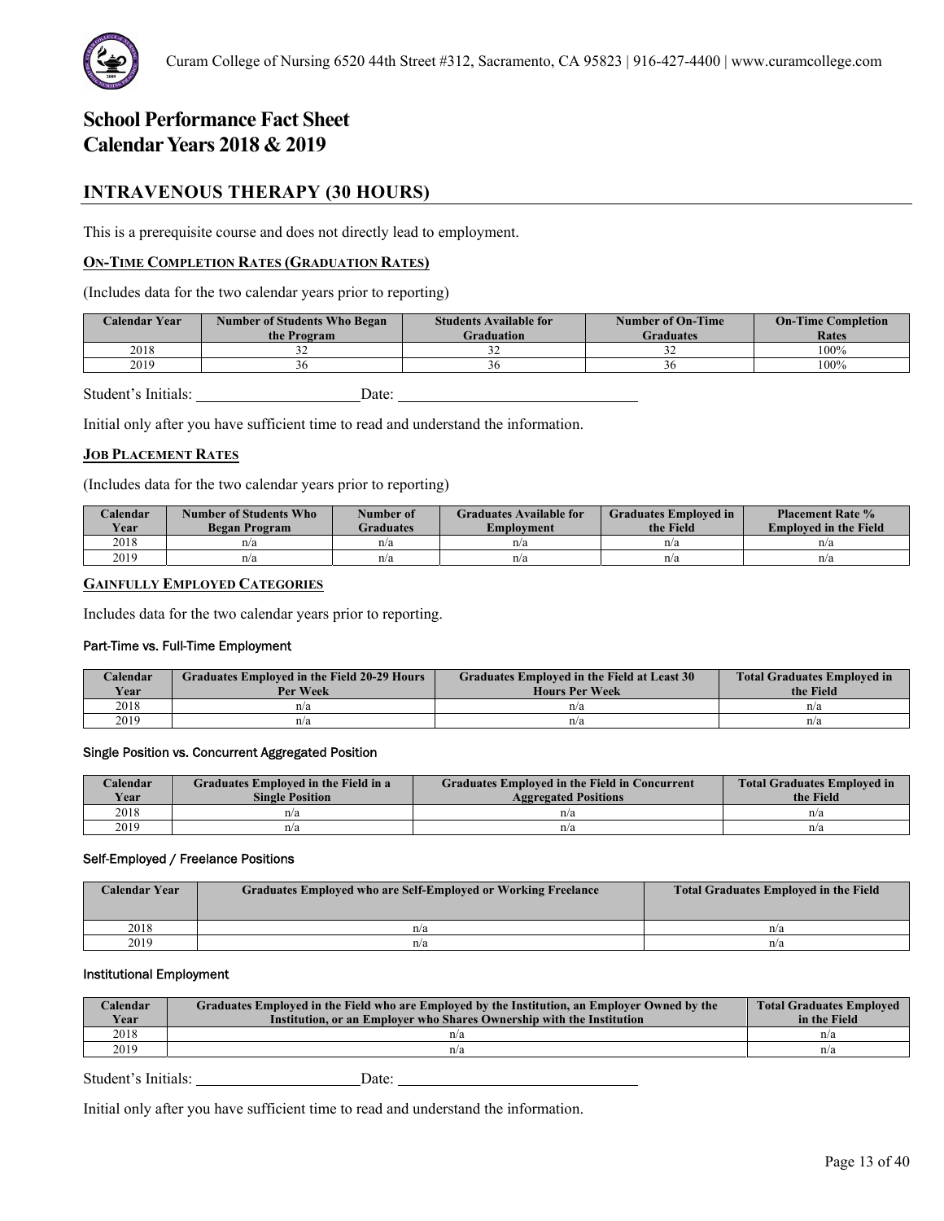# School Performance Fact Sheet
# Calendar Years 2018 & 2019

## INTRAVENOUS THERAPY (30 HOURS)

This is a prerequisite course and does not directly lead to employment.

### ON-TIME COMPLETION RATES (GRADUATION RATES)

(Includes data for the two calendar years prior to reporting)

| Calendar Year | Number of Students Who Began the Program | Students Available for Graduation | Number of On-Time Graduates | On-Time Completion Rates |
|---|---|---|---|---|
| 2018 | 32 | 32 | 32 | 100% |
| 2019 | 36 | 36 | 36 | 100% |

Student's Initials: ____________________ Date: ____________________

Initial only after you have sufficient time to read and understand the information.

### JOB PLACEMENT RATES

(Includes data for the two calendar years prior to reporting)

| Calendar Year | Number of Students Who Began Program | Number of Graduates | Graduates Available for Employment | Graduates Employed in the Field | Placement Rate % Employed in the Field |
|---|---|---|---|---|---|
| 2018 | n/a | n/a | n/a | n/a | n/a |
| 2019 | n/a | n/a | n/a | n/a | n/a |

### GAINFULLY EMPLOYED CATEGORIES

Includes data for the two calendar years prior to reporting.

#### Part-Time vs. Full-Time Employment

| Calendar Year | Graduates Employed in the Field 20-29 Hours Per Week | Graduates Employed in the Field at Least 30 Hours Per Week | Total Graduates Employed in the Field |
|---|---|---|---|
| 2018 | n/a | n/a | n/a |
| 2019 | n/a | n/a | n/a |

#### Single Position vs. Concurrent Aggregated Position

| Calendar Year | Graduates Employed in the Field in a Single Position | Graduates Employed in the Field in Concurrent Aggregated Positions | Total Graduates Employed in the Field |
|---|---|---|---|
| 2018 | n/a | n/a | n/a |
| 2019 | n/a | n/a | n/a |

#### Self-Employed / Freelance Positions

| Calendar Year | Graduates Employed who are Self-Employed or Working Freelance | Total Graduates Employed in the Field |
|---|---|---|
| 2018 | n/a | n/a |
| 2019 | n/a | n/a |

#### Institutional Employment

| Calendar Year | Graduates Employed in the Field who are Employed by the Institution, an Employer Owned by the Institution, or an Employer who Shares Ownership with the Institution | Total Graduates Employed in the Field |
|---|---|---|
| 2018 | n/a | n/a |
| 2019 | n/a | n/a |

Student's Initials: ____________________ Date: ____________________

Initial only after you have sufficient time to read and understand the information.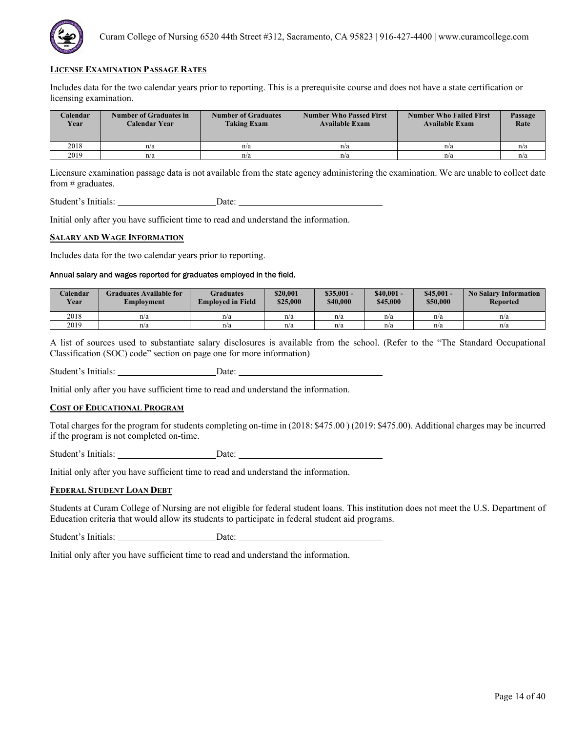## LICENSE EXAMINATION PASSAGE RATES

Includes data for the two calendar years prior to reporting. This is a prerequisite course and does not have a state certification or licensing examination.

| Calendar Year | Number of Graduates in Calendar Year | Number of Graduates Taking Exam | Number Who Passed First Available Exam | Number Who Failed First Available Exam | Passage Rate |
|---|---|---|---|---|---|
| 2018 | n/a | n/a | n/a | n/a | n/a |
| 2019 | n/a | n/a | n/a | n/a | n/a |

Licensure examination passage data is not available from the state agency administering the examination. We are unable to collect date from # graduates.

Student's Initials: ____________________ Date: ______________________________

Initial only after you have sufficient time to read and understand the information.

## SALARY AND WAGE INFORMATION

Includes data for the two calendar years prior to reporting.

Annual salary and wages reported for graduates employed in the field.

| Calendar Year | Graduates Available for Employment | Graduates Employed in Field | $20,001 – $25,000 | $35,001 - $40,000 | $40,001 - $45,000 | $45,001 - $50,000 | No Salary Information Reported |
|---|---|---|---|---|---|---|---|
| 2018 | n/a | n/a | n/a | n/a | n/a | n/a | n/a |
| 2019 | n/a | n/a | n/a | n/a | n/a | n/a | n/a |

A list of sources used to substantiate salary disclosures is available from the school. (Refer to the "The Standard Occupational Classification (SOC) code" section on page one for more information)

Student's Initials: ____________________ Date: ______________________________

Initial only after you have sufficient time to read and understand the information.

## COST OF EDUCATIONAL PROGRAM

Total charges for the program for students completing on-time in (2018: $475.00 ) (2019: $475.00). Additional charges may be incurred if the program is not completed on-time.

Student's Initials: ____________________ Date: ______________________________

Initial only after you have sufficient time to read and understand the information.

## FEDERAL STUDENT LOAN DEBT

Students at Curam College of Nursing are not eligible for federal student loans. This institution does not meet the U.S. Department of Education criteria that would allow its students to participate in federal student aid programs.

Student's Initials: ____________________ Date: ______________________________

Initial only after you have sufficient time to read and understand the information.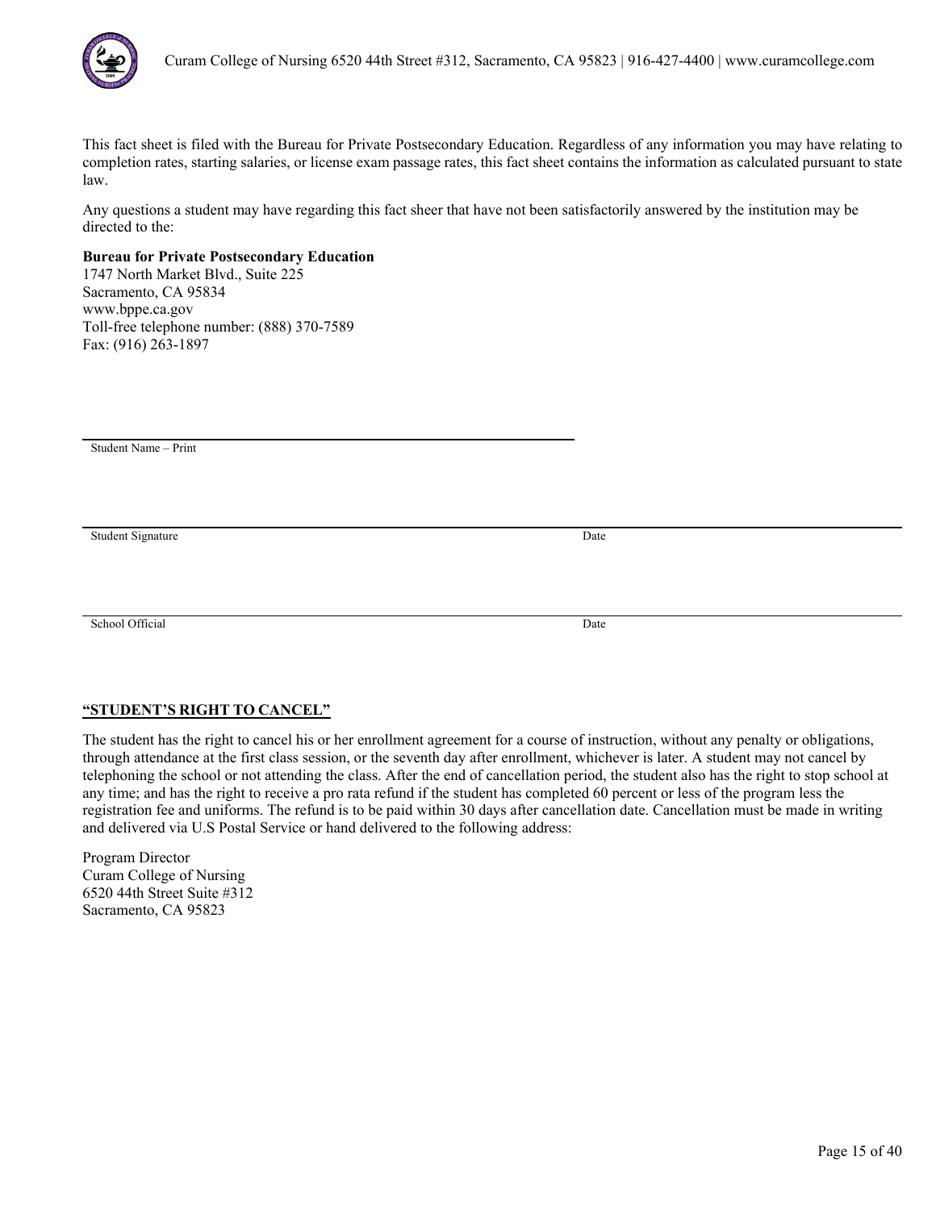This fact sheet is filed with the Bureau for Private Postsecondary Education. Regardless of any information you may have relating to completion rates, starting salaries, or license exam passage rates, this fact sheet contains the information as calculated pursuant to state law.

Any questions a student may have regarding this fact sheer that have not been satisfactorily answered by the institution may be directed to the:

**Bureau for Private Postsecondary Education**
1747 North Market Blvd., Suite 225
Sacramento, CA 95834
www.bppe.ca.gov
Toll-free telephone number: (888) 370-7589
Fax: (916) 263-1897

______________________________
Student Name – Print

______________________________
Student Signature Date

______________________________
School Official Date

**"STUDENT'S RIGHT TO CANCEL"**

The student has the right to cancel his or her enrollment agreement for a course of instruction, without any penalty or obligations, through attendance at the first class session, or the seventh day after enrollment, whichever is later. A student may not cancel by telephoning the school or not attending the class. After the end of cancellation period, the student also has the right to stop school at any time; and has the right to receive a pro rata refund if the student has completed 60 percent or less of the program less the registration fee and uniforms. The refund is to be paid within 30 days after cancellation date. Cancellation must be made in writing and delivered via U.S Postal Service or hand delivered to the following address:

Program Director
Curam College of Nursing
6520 44th Street Suite #312
Sacramento, CA 95823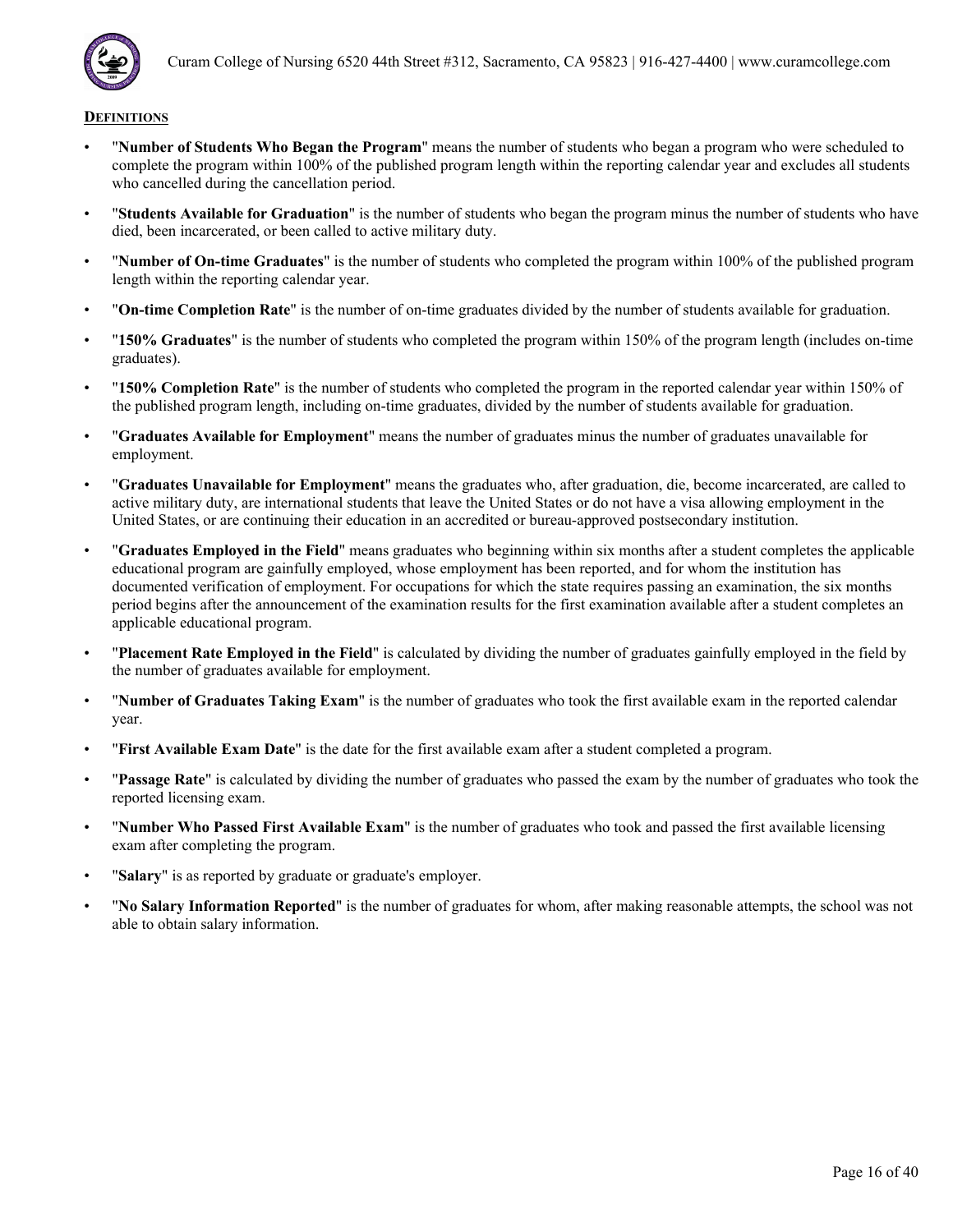## DEFINITIONS

- "**Number of Students Who Began the Program**" means the number of students who began a program who were scheduled to complete the program within 100% of the published program length within the reporting calendar year and excludes all students who cancelled during the cancellation period.
- "**Students Available for Graduation**" is the number of students who began the program minus the number of students who have died, been incarcerated, or been called to active military duty.
- "**Number of On-time Graduates**" is the number of students who completed the program within 100% of the published program length within the reporting calendar year.
- "**On-time Completion Rate**" is the number of on-time graduates divided by the number of students available for graduation.
- "**150% Graduates**" is the number of students who completed the program within 150% of the program length (includes on-time graduates).
- "**150% Completion Rate**" is the number of students who completed the program in the reported calendar year within 150% of the published program length, including on-time graduates, divided by the number of students available for graduation.
- "**Graduates Available for Employment**" means the number of graduates minus the number of graduates unavailable for employment.
- "**Graduates Unavailable for Employment**" means the graduates who, after graduation, die, become incarcerated, are called to active military duty, are international students that leave the United States or do not have a visa allowing employment in the United States, or are continuing their education in an accredited or bureau-approved postsecondary institution.
- "**Graduates Employed in the Field**" means graduates who beginning within six months after a student completes the applicable educational program are gainfully employed, whose employment has been reported, and for whom the institution has documented verification of employment. For occupations for which the state requires passing an examination, the six months period begins after the announcement of the examination results for the first examination available after a student completes an applicable educational program.
- "**Placement Rate Employed in the Field**" is calculated by dividing the number of graduates gainfully employed in the field by the number of graduates available for employment.
- "**Number of Graduates Taking Exam**" is the number of graduates who took the first available exam in the reported calendar year.
- "**First Available Exam Date**" is the date for the first available exam after a student completed a program.
- "**Passage Rate**" is calculated by dividing the number of graduates who passed the exam by the number of graduates who took the reported licensing exam.
- "**Number Who Passed First Available Exam**" is the number of graduates who took and passed the first available licensing exam after completing the program.
- "**Salary**" is as reported by graduate or graduate's employer.
- "**No Salary Information Reported**" is the number of graduates for whom, after making reasonable attempts, the school was not able to obtain salary information.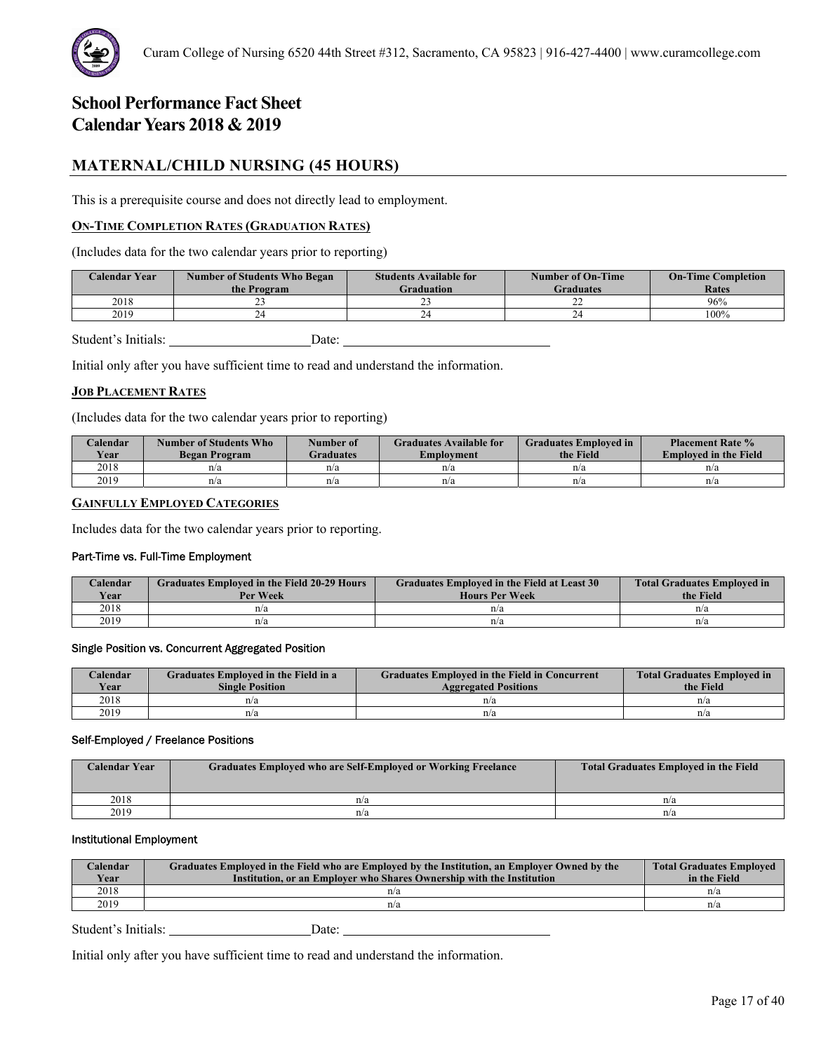# School Performance Fact Sheet
# Calendar Years 2018 & 2019

## MATERNAL/CHILD NURSING (45 HOURS)

This is a prerequisite course and does not directly lead to employment.

### ON-TIME COMPLETION RATES (GRADUATION RATES)

(Includes data for the two calendar years prior to reporting)

| Calendar Year | Number of Students Who Began the Program | Students Available for Graduation | Number of On-Time Graduates | On-Time Completion Rates |
|---|---|---|---|---|
| 2018 | 23 | 23 | 22 | 96% |
| 2019 | 24 | 24 | 24 | 100% |

Student's Initials: ______________________ Date: ________________________________

Initial only after you have sufficient time to read and understand the information.

### JOB PLACEMENT RATES

(Includes data for the two calendar years prior to reporting)

| Calendar Year | Number of Students Who Began Program | Number of Graduates | Graduates Available for Employment | Graduates Employed in the Field | Placement Rate % Employed in the Field |
|---|---|---|---|---|---|
| 2018 | n/a | n/a | n/a | n/a | n/a |
| 2019 | n/a | n/a | n/a | n/a | n/a |

### GAINFULLY EMPLOYED CATEGORIES

Includes data for the two calendar years prior to reporting.

#### Part-Time vs. Full-Time Employment

| Calendar Year | Graduates Employed in the Field 20-29 Hours Per Week | Graduates Employed in the Field at Least 30 Hours Per Week | Total Graduates Employed in the Field |
|---|---|---|---|
| 2018 | n/a | n/a | n/a |
| 2019 | n/a | n/a | n/a |

#### Single Position vs. Concurrent Aggregated Position

| Calendar Year | Graduates Employed in the Field in a Single Position | Graduates Employed in the Field in Concurrent Aggregated Positions | Total Graduates Employed in the Field |
|---|---|---|---|
| 2018 | n/a | n/a | n/a |
| 2019 | n/a | n/a | n/a |

#### Self-Employed / Freelance Positions

| Calendar Year | Graduates Employed who are Self-Employed or Working Freelance | Total Graduates Employed in the Field |
|---|---|---|
| 2018 | n/a | n/a |
| 2019 | n/a | n/a |

#### Institutional Employment

| Calendar Year | Graduates Employed in the Field who are Employed by the Institution, an Employer Owned by the Institution, or an Employer who Shares Ownership with the Institution | Total Graduates Employed in the Field |
|---|---|---|
| 2018 | n/a | n/a |
| 2019 | n/a | n/a |

Student's Initials: ______________________ Date: ________________________________

Initial only after you have sufficient time to read and understand the information.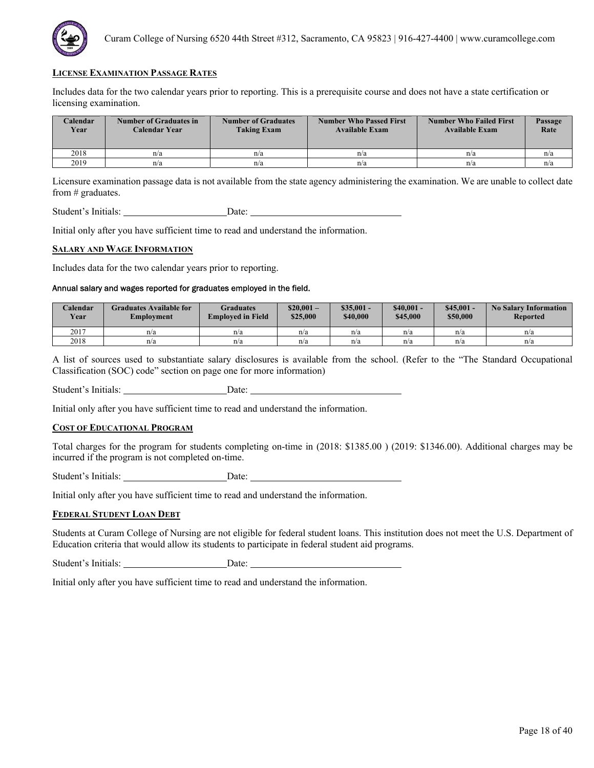## License Examination Passage Rates

Includes data for the two calendar years prior to reporting. This is a prerequisite course and does not have a state certification or licensing examination.

| Calendar Year | Number of Graduates in Calendar Year | Number of Graduates Taking Exam | Number Who Passed First Available Exam | Number Who Failed First Available Exam | Passage Rate |
|---|---|---|---|---|---|
| 2018 | n/a | n/a | n/a | n/a | n/a |
| 2019 | n/a | n/a | n/a | n/a | n/a |

Licensure examination passage data is not available from the state agency administering the examination. We are unable to collect date from # graduates.

Student's Initials: ______________________ Date: ________________________________

Initial only after you have sufficient time to read and understand the information.

## Salary and Wage Information

Includes data for the two calendar years prior to reporting.

Annual salary and wages reported for graduates employed in the field.

| Calendar Year | Graduates Available for Employment | Graduates Employed in Field | $20,001 – $25,000 | $35,001 - $40,000 | $40,001 - $45,000 | $45,001 - $50,000 | No Salary Information Reported |
|---|---|---|---|---|---|---|---|
| 2017 | n/a | n/a | n/a | n/a | n/a | n/a | n/a |
| 2018 | n/a | n/a | n/a | n/a | n/a | n/a | n/a |

A list of sources used to substantiate salary disclosures is available from the school. (Refer to the "The Standard Occupational Classification (SOC) code" section on page one for more information)

Student's Initials: ______________________ Date: ________________________________

Initial only after you have sufficient time to read and understand the information.

## Cost of Educational Program

Total charges for the program for students completing on-time in (2018: $1385.00 ) (2019: $1346.00). Additional charges may be incurred if the program is not completed on-time.

Student's Initials: ______________________ Date: ________________________________

Initial only after you have sufficient time to read and understand the information.

## Federal Student Loan Debt

Students at Curam College of Nursing are not eligible for federal student loans. This institution does not meet the U.S. Department of Education criteria that would allow its students to participate in federal student aid programs.

Student's Initials: ______________________ Date: ________________________________

Initial only after you have sufficient time to read and understand the information.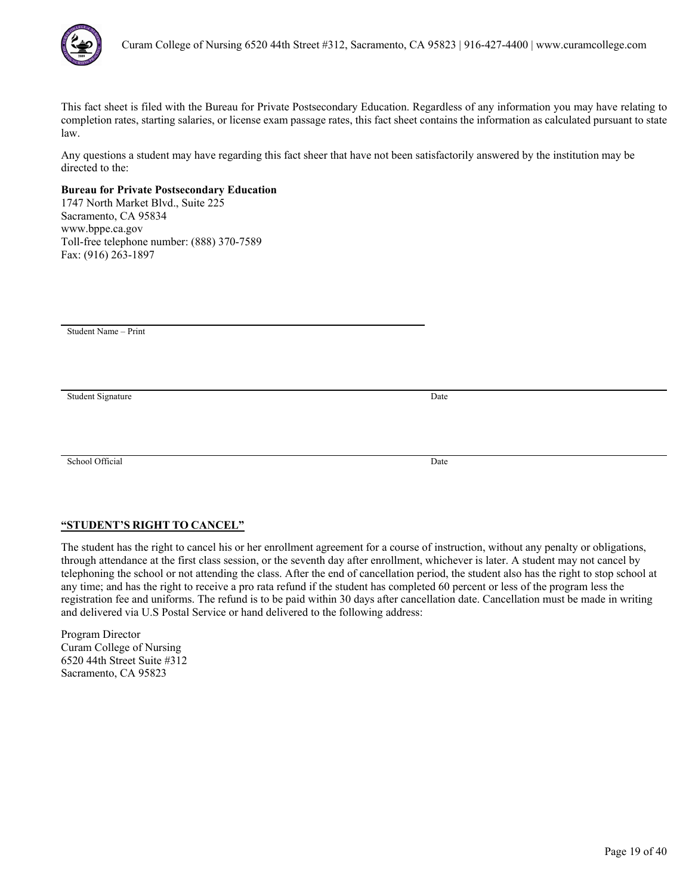This fact sheet is filed with the Bureau for Private Postsecondary Education. Regardless of any information you may have relating to completion rates, starting salaries, or license exam passage rates, this fact sheet contains the information as calculated pursuant to state law.

Any questions a student may have regarding this fact sheer that have not been satisfactorily answered by the institution may be directed to the:

**Bureau for Private Postsecondary Education**
1747 North Market Blvd., Suite 225
Sacramento, CA 95834
www.bppe.ca.gov
Toll-free telephone number: (888) 370-7589
Fax: (916) 263-1897

\_\_\_\_\_\_\_\_\_\_\_\_\_\_\_\_\_\_\_\_\_\_\_\_\_\_\_\_\_\_\_\_\_\_\_\_\_\_\_\_
Student Name – Print

\_\_\_\_\_\_\_\_\_\_\_\_\_\_\_\_\_\_\_\_\_\_\_\_\_\_\_\_\_\_\_\_\_\_\_\_\_\_\_\_ \_\_\_\_\_\_\_\_\_\_\_\_\_\_\_\_\_\_\_\_
Student Signature Date

\_\_\_\_\_\_\_\_\_\_\_\_\_\_\_\_\_\_\_\_\_\_\_\_\_\_\_\_\_\_\_\_\_\_\_\_\_\_\_\_ \_\_\_\_\_\_\_\_\_\_\_\_\_\_\_\_\_\_\_\_
School Official Date

## "STUDENT'S RIGHT TO CANCEL"

The student has the right to cancel his or her enrollment agreement for a course of instruction, without any penalty or obligations, through attendance at the first class session, or the seventh day after enrollment, whichever is later. A student may not cancel by telephoning the school or not attending the class. After the end of cancellation period, the student also has the right to stop school at any time; and has the right to receive a pro rata refund if the student has completed 60 percent or less of the program less the registration fee and uniforms. The refund is to be paid within 30 days after cancellation date. Cancellation must be made in writing and delivered via U.S Postal Service or hand delivered to the following address:

Program Director
Curam College of Nursing
6520 44th Street Suite #312
Sacramento, CA 95823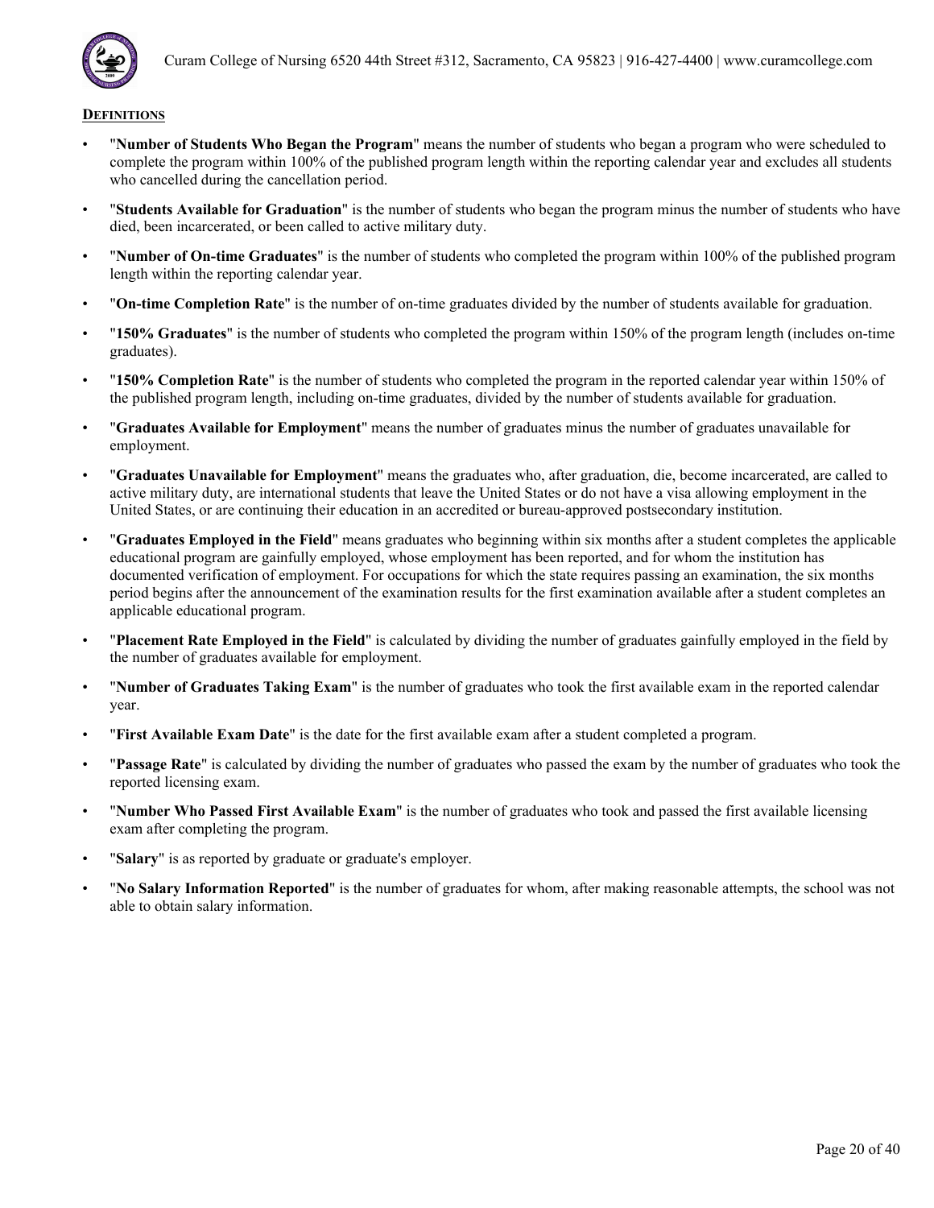## DEFINITIONS

- "**Number of Students Who Began the Program**" means the number of students who began a program who were scheduled to complete the program within 100% of the published program length within the reporting calendar year and excludes all students who cancelled during the cancellation period.
- "**Students Available for Graduation**" is the number of students who began the program minus the number of students who have died, been incarcerated, or been called to active military duty.
- "**Number of On-time Graduates**" is the number of students who completed the program within 100% of the published program length within the reporting calendar year.
- "**On-time Completion Rate**" is the number of on-time graduates divided by the number of students available for graduation.
- "**150% Graduates**" is the number of students who completed the program within 150% of the program length (includes on-time graduates).
- "**150% Completion Rate**" is the number of students who completed the program in the reported calendar year within 150% of the published program length, including on-time graduates, divided by the number of students available for graduation.
- "**Graduates Available for Employment**" means the number of graduates minus the number of graduates unavailable for employment.
- "**Graduates Unavailable for Employment**" means the graduates who, after graduation, die, become incarcerated, are called to active military duty, are international students that leave the United States or do not have a visa allowing employment in the United States, or are continuing their education in an accredited or bureau-approved postsecondary institution.
- "**Graduates Employed in the Field**" means graduates who beginning within six months after a student completes the applicable educational program are gainfully employed, whose employment has been reported, and for whom the institution has documented verification of employment. For occupations for which the state requires passing an examination, the six months period begins after the announcement of the examination results for the first examination available after a student completes an applicable educational program.
- "**Placement Rate Employed in the Field**" is calculated by dividing the number of graduates gainfully employed in the field by the number of graduates available for employment.
- "**Number of Graduates Taking Exam**" is the number of graduates who took the first available exam in the reported calendar year.
- "**First Available Exam Date**" is the date for the first available exam after a student completed a program.
- "**Passage Rate**" is calculated by dividing the number of graduates who passed the exam by the number of graduates who took the reported licensing exam.
- "**Number Who Passed First Available Exam**" is the number of graduates who took and passed the first available licensing exam after completing the program.
- "**Salary**" is as reported by graduate or graduate's employer.
- "**No Salary Information Reported**" is the number of graduates for whom, after making reasonable attempts, the school was not able to obtain salary information.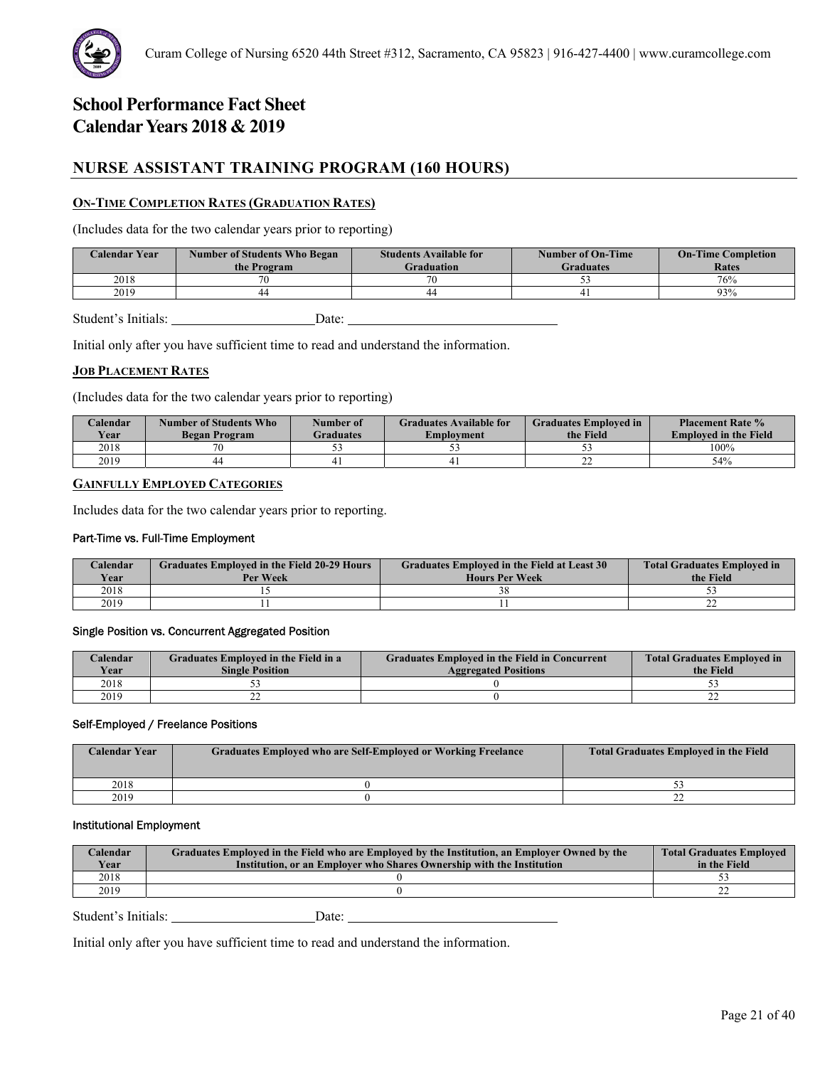# School Performance Fact Sheet
# Calendar Years 2018 & 2019

## NURSE ASSISTANT TRAINING PROGRAM (160 HOURS)

### ON-TIME COMPLETION RATES (GRADUATION RATES)

(Includes data for the two calendar years prior to reporting)

| Calendar Year | Number of Students Who Began the Program | Students Available for Graduation | Number of On-Time Graduates | On-Time Completion Rates |
|---|---|---|---|---|
| 2018 | 70 | 70 | 53 | 76% |
| 2019 | 44 | 44 | 41 | 93% |

Student's Initials: ____________________ Date: ______________________________

Initial only after you have sufficient time to read and understand the information.

### JOB PLACEMENT RATES

(Includes data for the two calendar years prior to reporting)

| Calendar Year | Number of Students Who Began Program | Number of Graduates | Graduates Available for Employment | Graduates Employed in the Field | Placement Rate % Employed in the Field |
|---|---|---|---|---|---|
| 2018 | 70 | 53 | 53 | 53 | 100% |
| 2019 | 44 | 41 | 41 | 22 | 54% |

### GAINFULLY EMPLOYED CATEGORIES

Includes data for the two calendar years prior to reporting.

#### Part-Time vs. Full-Time Employment

| Calendar Year | Graduates Employed in the Field 20-29 Hours Per Week | Graduates Employed in the Field at Least 30 Hours Per Week | Total Graduates Employed in the Field |
|---|---|---|---|
| 2018 | 15 | 38 | 53 |
| 2019 | 11 | 11 | 22 |

#### Single Position vs. Concurrent Aggregated Position

| Calendar Year | Graduates Employed in the Field in a Single Position | Graduates Employed in the Field in Concurrent Aggregated Positions | Total Graduates Employed in the Field |
|---|---|---|---|
| 2018 | 53 | 0 | 53 |
| 2019 | 22 | 0 | 22 |

#### Self-Employed / Freelance Positions

| Calendar Year | Graduates Employed who are Self-Employed or Working Freelance | Total Graduates Employed in the Field |
|---|---|---|
| 2018 | 0 | 53 |
| 2019 | 0 | 22 |

#### Institutional Employment

| Calendar Year | Graduates Employed in the Field who are Employed by the Institution, an Employer Owned by the Institution, or an Employer who Shares Ownership with the Institution | Total Graduates Employed in the Field |
|---|---|---|
| 2018 | 0 | 53 |
| 2019 | 0 | 22 |

Student's Initials: ____________________ Date: ______________________________

Initial only after you have sufficient time to read and understand the information.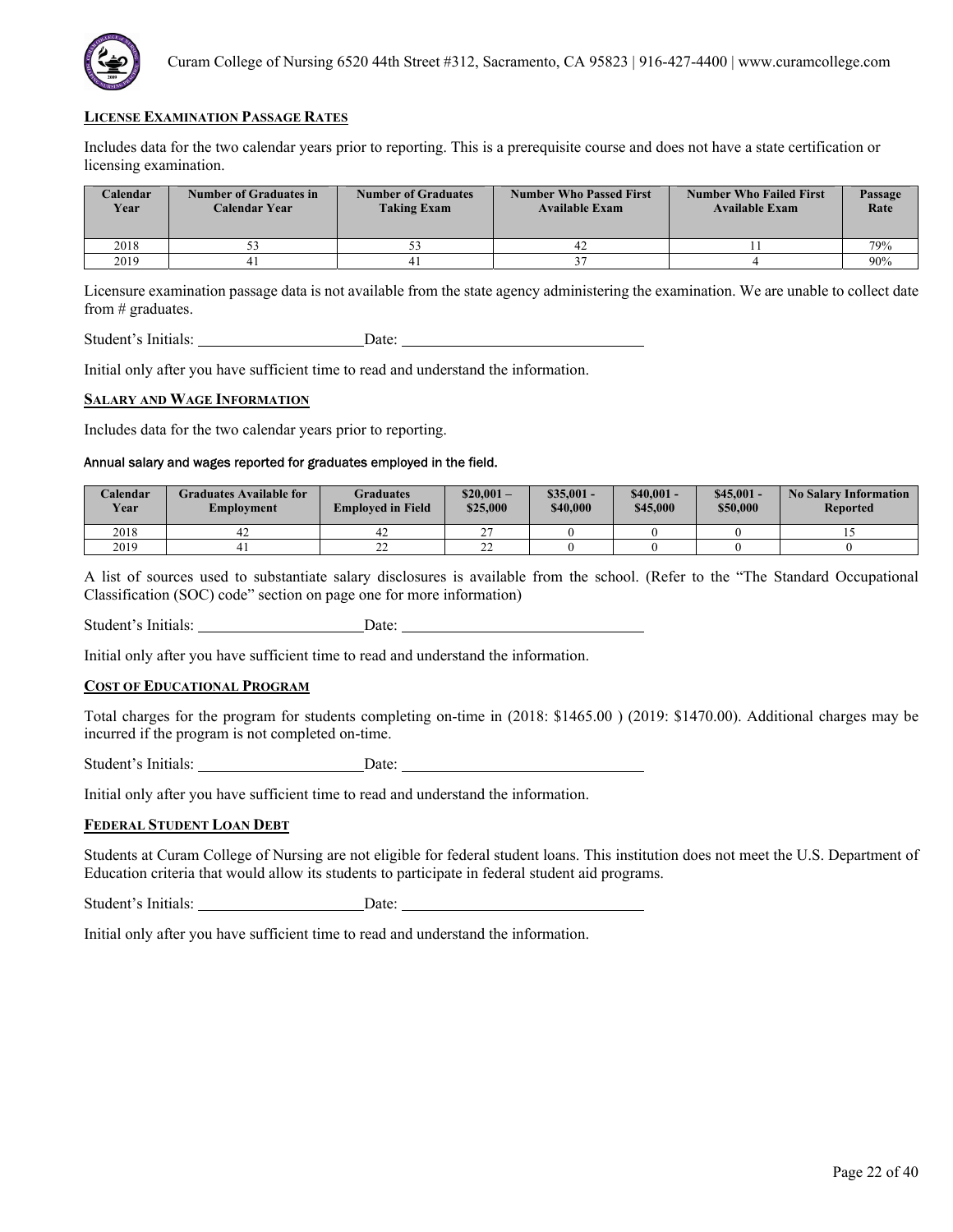## LICENSE EXAMINATION PASSAGE RATES

Includes data for the two calendar years prior to reporting. This is a prerequisite course and does not have a state certification or licensing examination.

| Calendar Year | Number of Graduates in Calendar Year | Number of Graduates Taking Exam | Number Who Passed First Available Exam | Number Who Failed First Available Exam | Passage Rate |
|---|---|---|---|---|---|
| 2018 | 53 | 53 | 42 | 11 | 79% |
| 2019 | 41 | 41 | 37 | 4 | 90% |

Licensure examination passage data is not available from the state agency administering the examination. We are unable to collect date from # graduates.

Student's Initials: ______________________ Date: ________________________________

Initial only after you have sufficient time to read and understand the information.

## SALARY AND WAGE INFORMATION

Includes data for the two calendar years prior to reporting.

Annual salary and wages reported for graduates employed in the field.

| Calendar Year | Graduates Available for Employment | Graduates Employed in Field | $20,001 – $25,000 | $35,001 - $40,000 | $40,001 - $45,000 | $45,001 - $50,000 | No Salary Information Reported |
|---|---|---|---|---|---|---|---|
| 2018 | 42 | 42 | 27 | 0 | 0 | 0 | 15 |
| 2019 | 41 | 22 | 22 | 0 | 0 | 0 | 0 |

A list of sources used to substantiate salary disclosures is available from the school. (Refer to the "The Standard Occupational Classification (SOC) code" section on page one for more information)

Student's Initials: ______________________ Date: ________________________________

Initial only after you have sufficient time to read and understand the information.

## COST OF EDUCATIONAL PROGRAM

Total charges for the program for students completing on-time in (2018: $1465.00 ) (2019: $1470.00). Additional charges may be incurred if the program is not completed on-time.

Student's Initials: ______________________ Date: ________________________________

Initial only after you have sufficient time to read and understand the information.

## FEDERAL STUDENT LOAN DEBT

Students at Curam College of Nursing are not eligible for federal student loans. This institution does not meet the U.S. Department of Education criteria that would allow its students to participate in federal student aid programs.

Student's Initials: ______________________ Date: ________________________________

Initial only after you have sufficient time to read and understand the information.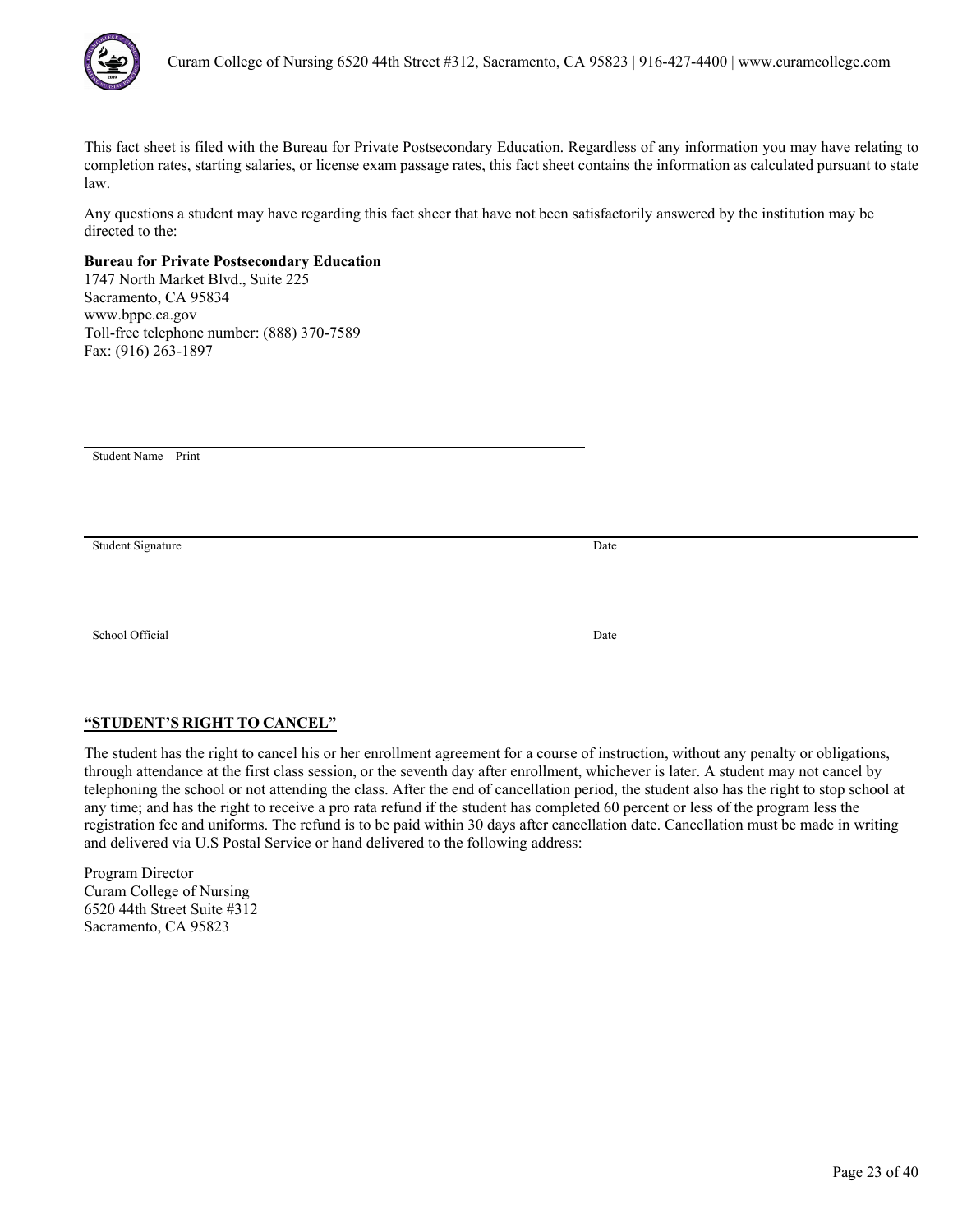This fact sheet is filed with the Bureau for Private Postsecondary Education. Regardless of any information you may have relating to completion rates, starting salaries, or license exam passage rates, this fact sheet contains the information as calculated pursuant to state law.

Any questions a student may have regarding this fact sheer that have not been satisfactorily answered by the institution may be directed to the:

**Bureau for Private Postsecondary Education**
1747 North Market Blvd., Suite 225
Sacramento, CA 95834
www.bppe.ca.gov
Toll-free telephone number: (888) 370-7589
Fax: (916) 263-1897

\_\_\_\_\_\_\_\_\_\_\_\_\_\_\_\_\_\_\_\_\_\_\_\_\_\_\_\_\_\_\_\_\_\_\_\_\_\_\_\_\_\_\_\_
Student Name – Print

\_\_\_\_\_\_\_\_\_\_\_\_\_\_\_\_\_\_\_\_\_\_\_\_\_\_\_\_\_\_\_\_\_\_\_\_\_\_\_\_\_\_\_\_\_\_\_\_\_\_\_\_\_\_\_\_\_\_\_\_\_\_\_\_\_\_\_\_\_\_
Student Signature Date

\_\_\_\_\_\_\_\_\_\_\_\_\_\_\_\_\_\_\_\_\_\_\_\_\_\_\_\_\_\_\_\_\_\_\_\_\_\_\_\_\_\_\_\_\_\_\_\_\_\_\_\_\_\_\_\_\_\_\_\_\_\_\_\_\_\_\_\_\_\_
School Official Date

**<u>"STUDENT'S RIGHT TO CANCEL"</u>**

The student has the right to cancel his or her enrollment agreement for a course of instruction, without any penalty or obligations, through attendance at the first class session, or the seventh day after enrollment, whichever is later. A student may not cancel by telephoning the school or not attending the class. After the end of cancellation period, the student also has the right to stop school at any time; and has the right to receive a pro rata refund if the student has completed 60 percent or less of the program less the registration fee and uniforms. The refund is to be paid within 30 days after cancellation date. Cancellation must be made in writing and delivered via U.S Postal Service or hand delivered to the following address:

Program Director
Curam College of Nursing
6520 44th Street Suite #312
Sacramento, CA 95823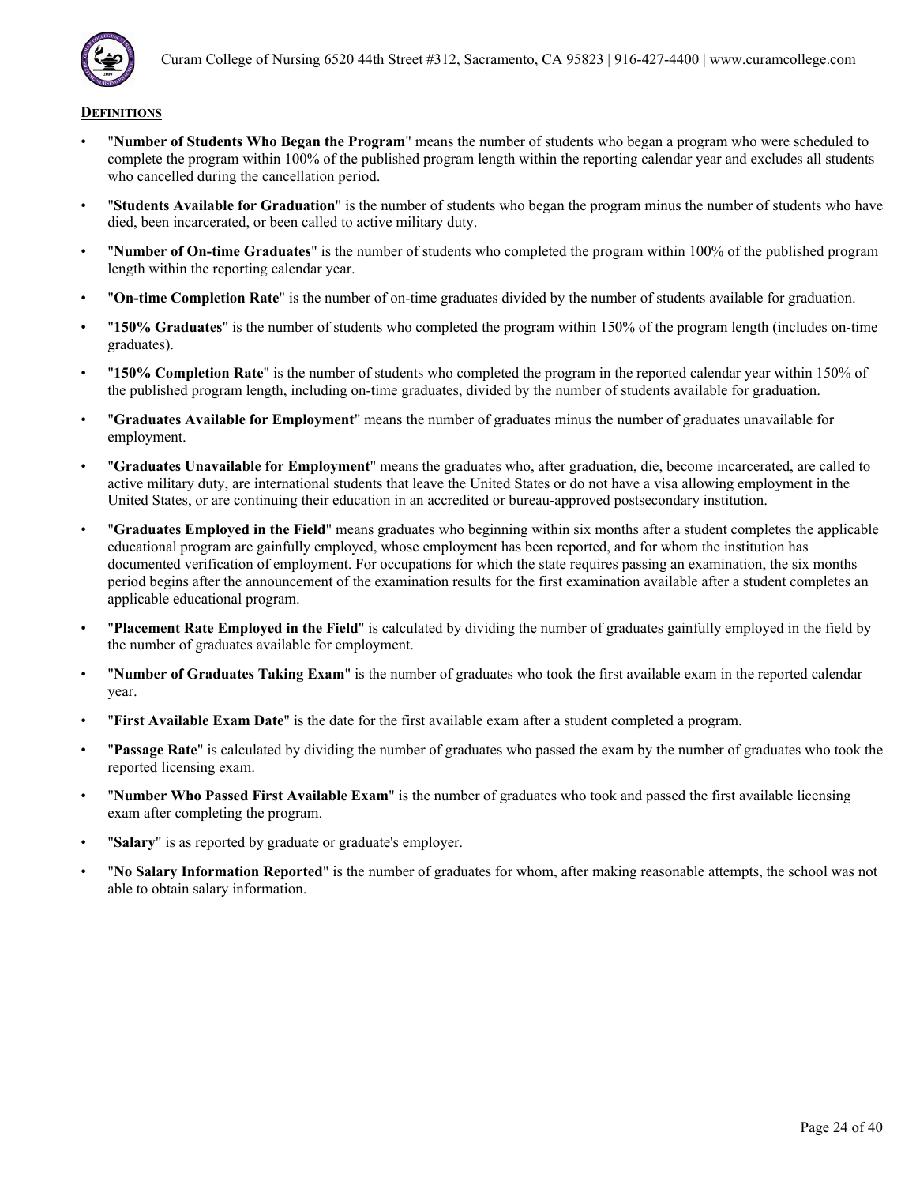## DEFINITIONS

- "**Number of Students Who Began the Program**" means the number of students who began a program who were scheduled to complete the program within 100% of the published program length within the reporting calendar year and excludes all students who cancelled during the cancellation period.
- "**Students Available for Graduation**" is the number of students who began the program minus the number of students who have died, been incarcerated, or been called to active military duty.
- "**Number of On-time Graduates**" is the number of students who completed the program within 100% of the published program length within the reporting calendar year.
- "**On-time Completion Rate**" is the number of on-time graduates divided by the number of students available for graduation.
- "**150% Graduates**" is the number of students who completed the program within 150% of the program length (includes on-time graduates).
- "**150% Completion Rate**" is the number of students who completed the program in the reported calendar year within 150% of the published program length, including on-time graduates, divided by the number of students available for graduation.
- "**Graduates Available for Employment**" means the number of graduates minus the number of graduates unavailable for employment.
- "**Graduates Unavailable for Employment**" means the graduates who, after graduation, die, become incarcerated, are called to active military duty, are international students that leave the United States or do not have a visa allowing employment in the United States, or are continuing their education in an accredited or bureau-approved postsecondary institution.
- "**Graduates Employed in the Field**" means graduates who beginning within six months after a student completes the applicable educational program are gainfully employed, whose employment has been reported, and for whom the institution has documented verification of employment. For occupations for which the state requires passing an examination, the six months period begins after the announcement of the examination results for the first examination available after a student completes an applicable educational program.
- "**Placement Rate Employed in the Field**" is calculated by dividing the number of graduates gainfully employed in the field by the number of graduates available for employment.
- "**Number of Graduates Taking Exam**" is the number of graduates who took the first available exam in the reported calendar year.
- "**First Available Exam Date**" is the date for the first available exam after a student completed a program.
- "**Passage Rate**" is calculated by dividing the number of graduates who passed the exam by the number of graduates who took the reported licensing exam.
- "**Number Who Passed First Available Exam**" is the number of graduates who took and passed the first available licensing exam after completing the program.
- "**Salary**" is as reported by graduate or graduate's employer.
- "**No Salary Information Reported**" is the number of graduates for whom, after making reasonable attempts, the school was not able to obtain salary information.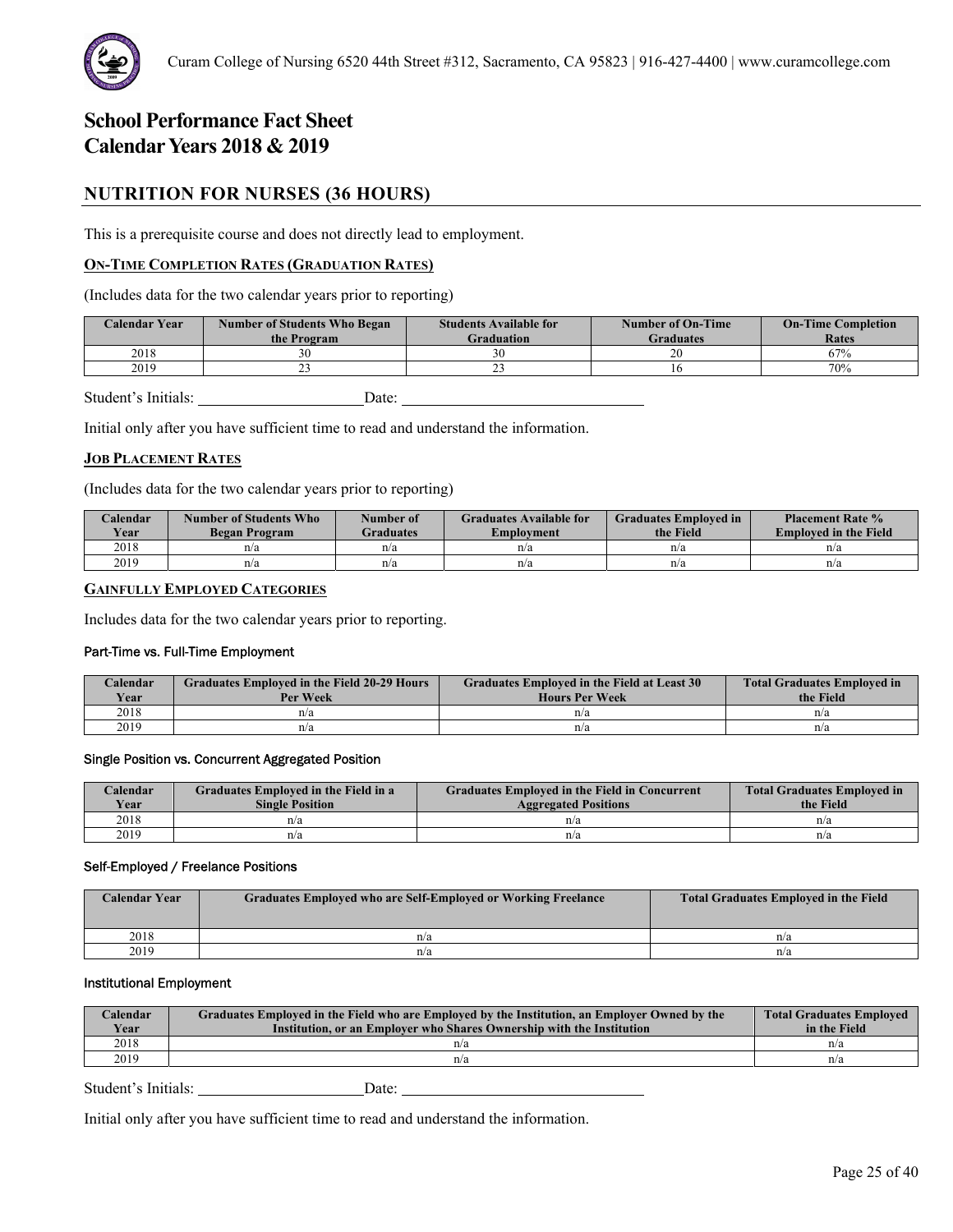# School Performance Fact Sheet
# Calendar Years 2018 & 2019

## NUTRITION FOR NURSES (36 HOURS)

This is a prerequisite course and does not directly lead to employment.

### ON-TIME COMPLETION RATES (GRADUATION RATES)

(Includes data for the two calendar years prior to reporting)

| Calendar Year | Number of Students Who Began the Program | Students Available for Graduation | Number of On-Time Graduates | On-Time Completion Rates |
|---|---|---|---|---|
| 2018 | 30 | 30 | 20 | 67% |
| 2019 | 23 | 23 | 16 | 70% |

Student's Initials: ____________________ Date: ____________________________

Initial only after you have sufficient time to read and understand the information.

### JOB PLACEMENT RATES

(Includes data for the two calendar years prior to reporting)

| Calendar Year | Number of Students Who Began Program | Number of Graduates | Graduates Available for Employment | Graduates Employed in the Field | Placement Rate % Employed in the Field |
|---|---|---|---|---|---|
| 2018 | n/a | n/a | n/a | n/a | n/a |
| 2019 | n/a | n/a | n/a | n/a | n/a |

### GAINFULLY EMPLOYED CATEGORIES

Includes data for the two calendar years prior to reporting.

#### Part-Time vs. Full-Time Employment

| Calendar Year | Graduates Employed in the Field 20-29 Hours Per Week | Graduates Employed in the Field at Least 30 Hours Per Week | Total Graduates Employed in the Field |
|---|---|---|---|
| 2018 | n/a | n/a | n/a |
| 2019 | n/a | n/a | n/a |

#### Single Position vs. Concurrent Aggregated Position

| Calendar Year | Graduates Employed in the Field in a Single Position | Graduates Employed in the Field in Concurrent Aggregated Positions | Total Graduates Employed in the Field |
|---|---|---|---|
| 2018 | n/a | n/a | n/a |
| 2019 | n/a | n/a | n/a |

#### Self-Employed / Freelance Positions

| Calendar Year | Graduates Employed who are Self-Employed or Working Freelance | Total Graduates Employed in the Field |
|---|---|---|
| 2018 | n/a | n/a |
| 2019 | n/a | n/a |

#### Institutional Employment

| Calendar Year | Graduates Employed in the Field who are Employed by the Institution, an Employer Owned by the Institution, or an Employer who Shares Ownership with the Institution | Total Graduates Employed in the Field |
|---|---|---|
| 2018 | n/a | n/a |
| 2019 | n/a | n/a |

Student's Initials: ____________________ Date: ____________________________

Initial only after you have sufficient time to read and understand the information.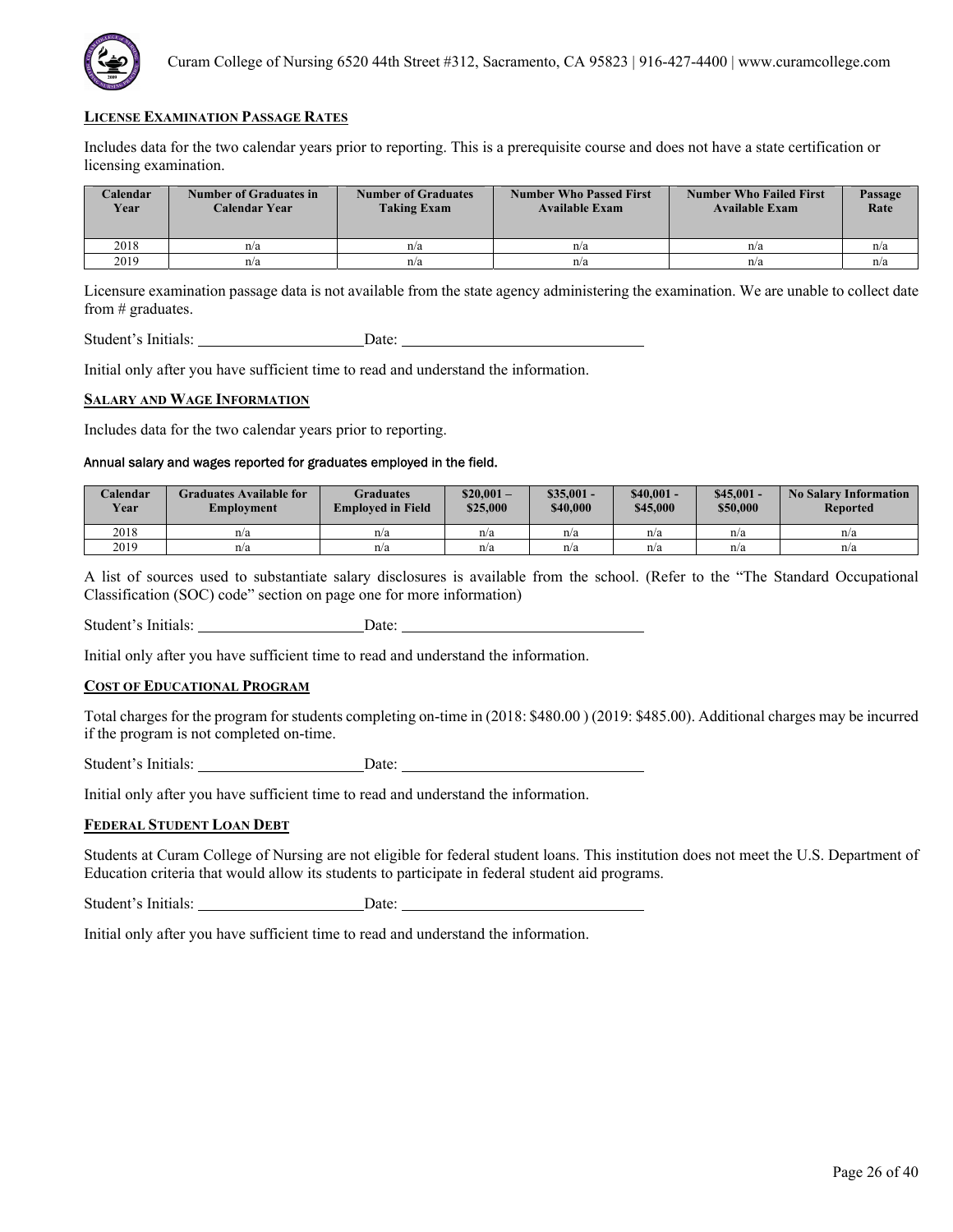## LICENSE EXAMINATION PASSAGE RATES

Includes data for the two calendar years prior to reporting. This is a prerequisite course and does not have a state certification or licensing examination.

| Calendar Year | Number of Graduates in Calendar Year | Number of Graduates Taking Exam | Number Who Passed First Available Exam | Number Who Failed First Available Exam | Passage Rate |
|---|---|---|---|---|---|
| 2018 | n/a | n/a | n/a | n/a | n/a |
| 2019 | n/a | n/a | n/a | n/a | n/a |

Licensure examination passage data is not available from the state agency administering the examination. We are unable to collect date from # graduates.

Student's Initials: ____________________ Date: ______________________________

Initial only after you have sufficient time to read and understand the information.

## SALARY AND WAGE INFORMATION

Includes data for the two calendar years prior to reporting.

Annual salary and wages reported for graduates employed in the field.

| Calendar Year | Graduates Available for Employment | Graduates Employed in Field | $20,001 – $25,000 | $35,001 - $40,000 | $40,001 - $45,000 | $45,001 - $50,000 | No Salary Information Reported |
|---|---|---|---|---|---|---|---|
| 2018 | n/a | n/a | n/a | n/a | n/a | n/a | n/a |
| 2019 | n/a | n/a | n/a | n/a | n/a | n/a | n/a |

A list of sources used to substantiate salary disclosures is available from the school. (Refer to the "The Standard Occupational Classification (SOC) code" section on page one for more information)

Student's Initials: ____________________ Date: ______________________________

Initial only after you have sufficient time to read and understand the information.

## COST OF EDUCATIONAL PROGRAM

Total charges for the program for students completing on-time in (2018: $480.00 ) (2019: $485.00). Additional charges may be incurred if the program is not completed on-time.

Student's Initials: ____________________ Date: ______________________________

Initial only after you have sufficient time to read and understand the information.

## FEDERAL STUDENT LOAN DEBT

Students at Curam College of Nursing are not eligible for federal student loans. This institution does not meet the U.S. Department of Education criteria that would allow its students to participate in federal student aid programs.

Student's Initials: ____________________ Date: ______________________________

Initial only after you have sufficient time to read and understand the information.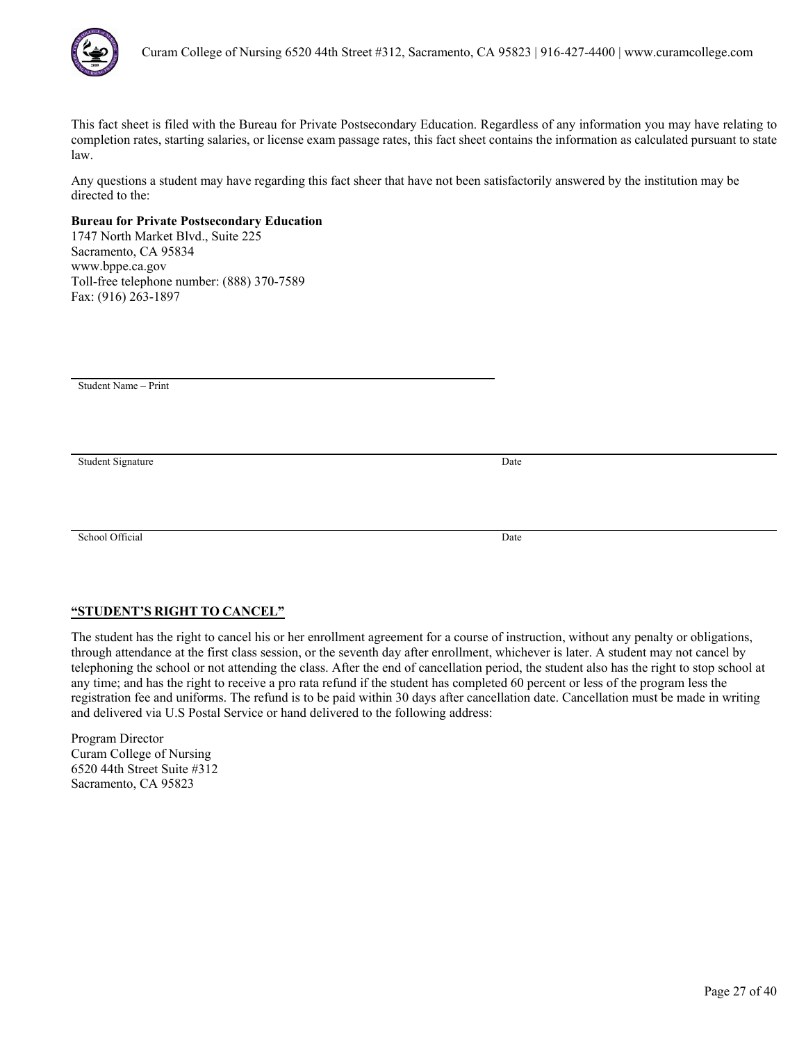This fact sheet is filed with the Bureau for Private Postsecondary Education. Regardless of any information you may have relating to completion rates, starting salaries, or license exam passage rates, this fact sheet contains the information as calculated pursuant to state law.

Any questions a student may have regarding this fact sheer that have not been satisfactorily answered by the institution may be directed to the:

**Bureau for Private Postsecondary Education**
1747 North Market Blvd., Suite 225
Sacramento, CA 95834
www.bppe.ca.gov
Toll-free telephone number: (888) 370-7589
Fax: (916) 263-1897

\_\_\_\_\_\_\_\_\_\_\_\_\_\_\_\_\_\_\_\_\_\_\_\_\_\_\_\_\_\_\_\_\_\_\_\_\_\_\_\_
Student Name – Print

\_\_\_\_\_\_\_\_\_\_\_\_\_\_\_\_\_\_\_\_\_\_\_\_\_\_\_\_\_\_\_\_\_\_\_\_\_\_\_\_ \_\_\_\_\_\_\_\_\_\_\_\_\_\_\_\_\_\_\_\_
Student Signature Date

\_\_\_\_\_\_\_\_\_\_\_\_\_\_\_\_\_\_\_\_\_\_\_\_\_\_\_\_\_\_\_\_\_\_\_\_\_\_\_\_ \_\_\_\_\_\_\_\_\_\_\_\_\_\_\_\_\_\_\_\_
School Official Date

**<u>"STUDENT'S RIGHT TO CANCEL"</u>**

The student has the right to cancel his or her enrollment agreement for a course of instruction, without any penalty or obligations, through attendance at the first class session, or the seventh day after enrollment, whichever is later. A student may not cancel by telephoning the school or not attending the class. After the end of cancellation period, the student also has the right to stop school at any time; and has the right to receive a pro rata refund if the student has completed 60 percent or less of the program less the registration fee and uniforms. The refund is to be paid within 30 days after cancellation date. Cancellation must be made in writing and delivered via U.S Postal Service or hand delivered to the following address:

Program Director
Curam College of Nursing
6520 44th Street Suite #312
Sacramento, CA 95823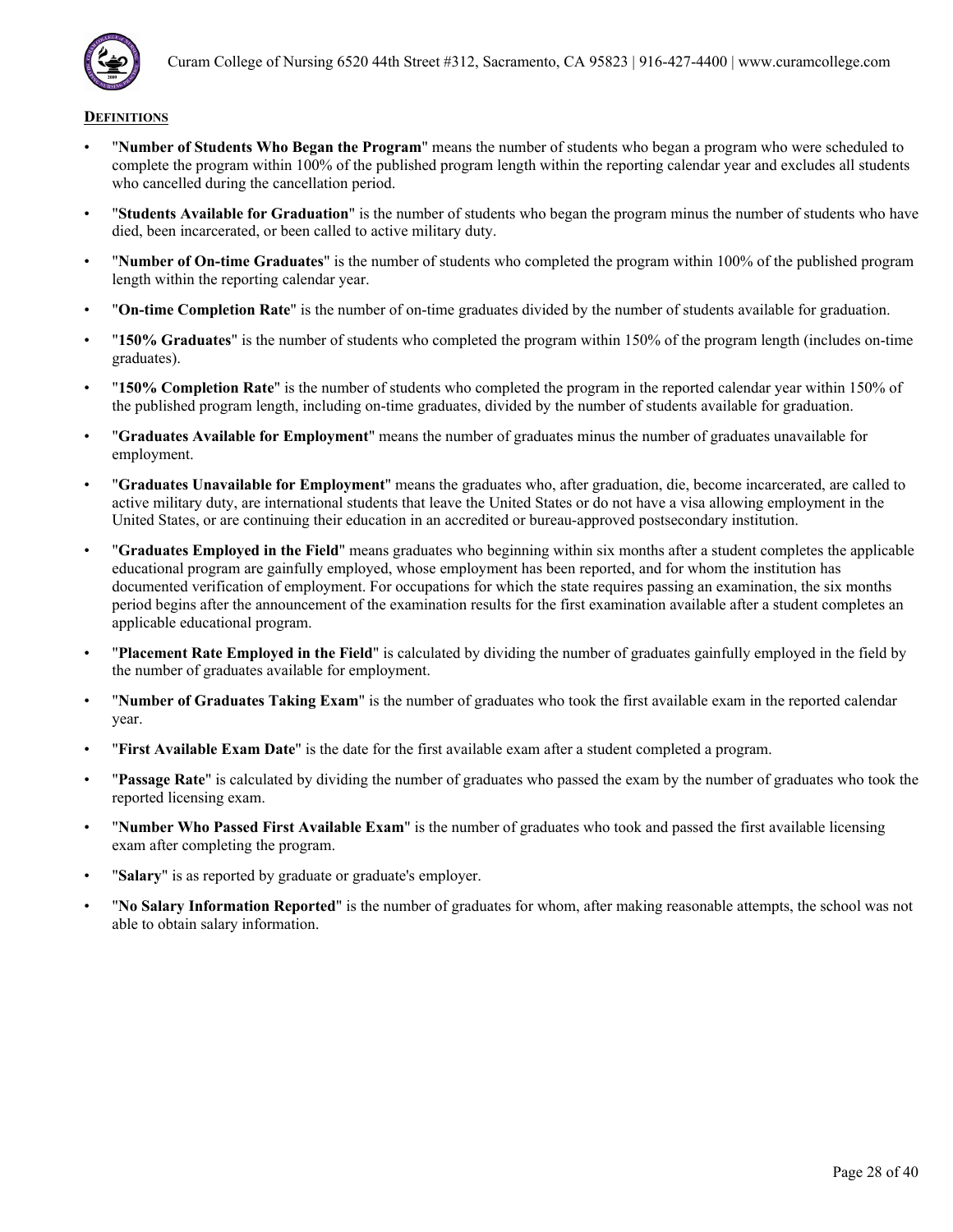## DEFINITIONS

- "**Number of Students Who Began the Program**" means the number of students who began a program who were scheduled to complete the program within 100% of the published program length within the reporting calendar year and excludes all students who cancelled during the cancellation period.
- "**Students Available for Graduation**" is the number of students who began the program minus the number of students who have died, been incarcerated, or been called to active military duty.
- "**Number of On-time Graduates**" is the number of students who completed the program within 100% of the published program length within the reporting calendar year.
- "**On-time Completion Rate**" is the number of on-time graduates divided by the number of students available for graduation.
- "**150% Graduates**" is the number of students who completed the program within 150% of the program length (includes on-time graduates).
- "**150% Completion Rate**" is the number of students who completed the program in the reported calendar year within 150% of the published program length, including on-time graduates, divided by the number of students available for graduation.
- "**Graduates Available for Employment**" means the number of graduates minus the number of graduates unavailable for employment.
- "**Graduates Unavailable for Employment**" means the graduates who, after graduation, die, become incarcerated, are called to active military duty, are international students that leave the United States or do not have a visa allowing employment in the United States, or are continuing their education in an accredited or bureau-approved postsecondary institution.
- "**Graduates Employed in the Field**" means graduates who beginning within six months after a student completes the applicable educational program are gainfully employed, whose employment has been reported, and for whom the institution has documented verification of employment. For occupations for which the state requires passing an examination, the six months period begins after the announcement of the examination results for the first examination available after a student completes an applicable educational program.
- "**Placement Rate Employed in the Field**" is calculated by dividing the number of graduates gainfully employed in the field by the number of graduates available for employment.
- "**Number of Graduates Taking Exam**" is the number of graduates who took the first available exam in the reported calendar year.
- "**First Available Exam Date**" is the date for the first available exam after a student completed a program.
- "**Passage Rate**" is calculated by dividing the number of graduates who passed the exam by the number of graduates who took the reported licensing exam.
- "**Number Who Passed First Available Exam**" is the number of graduates who took and passed the first available licensing exam after completing the program.
- "**Salary**" is as reported by graduate or graduate's employer.
- "**No Salary Information Reported**" is the number of graduates for whom, after making reasonable attempts, the school was not able to obtain salary information.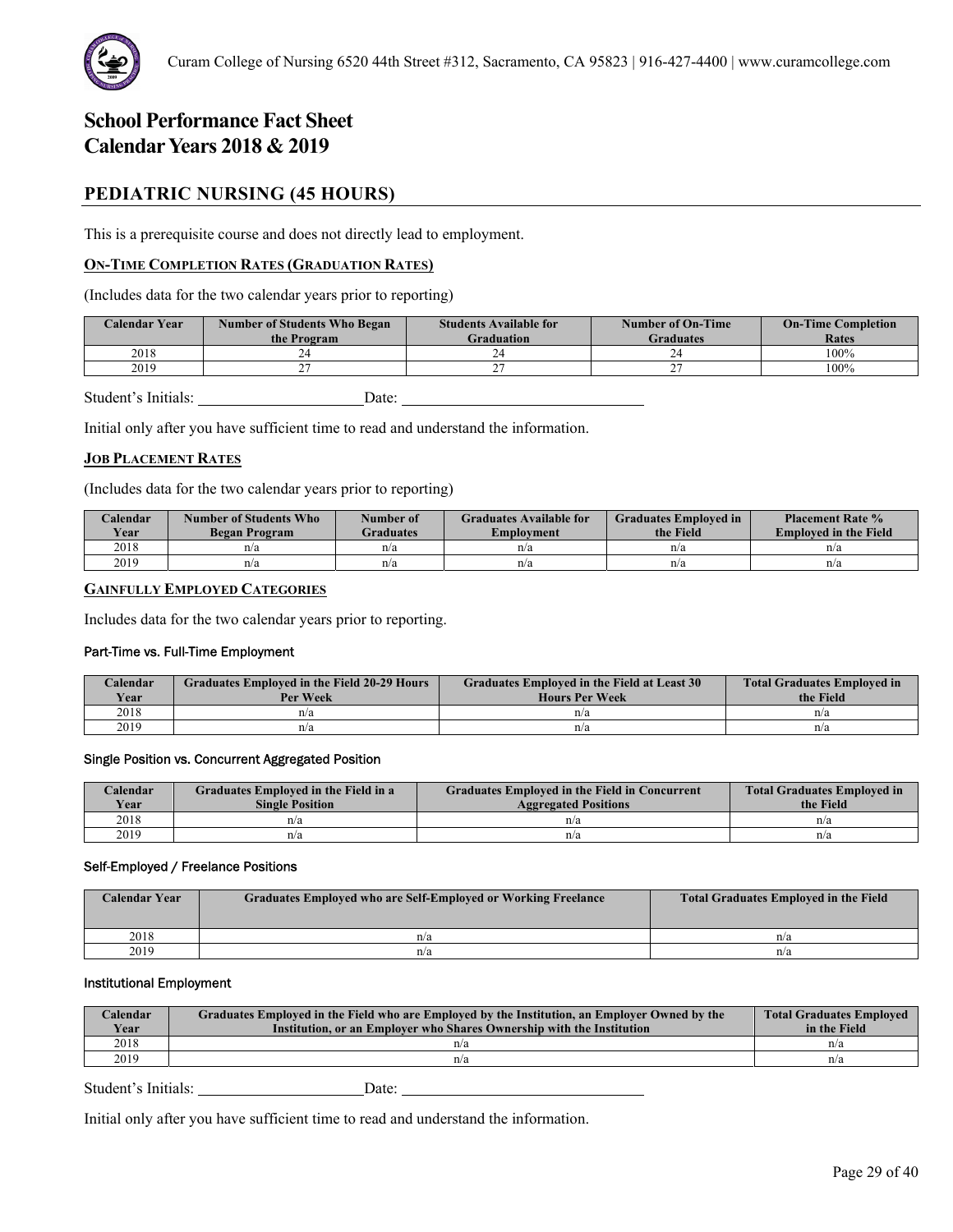# School Performance Fact Sheet
# Calendar Years 2018 & 2019

## PEDIATRIC NURSING (45 HOURS)

This is a prerequisite course and does not directly lead to employment.

### ON-TIME COMPLETION RATES (GRADUATION RATES)

(Includes data for the two calendar years prior to reporting)

| Calendar Year | Number of Students Who Began the Program | Students Available for Graduation | Number of On-Time Graduates | On-Time Completion Rates |
|---|---|---|---|---|
| 2018 | 24 | 24 | 24 | 100% |
| 2019 | 27 | 27 | 27 | 100% |

Student's Initials: ____________________ Date: ______________________________

Initial only after you have sufficient time to read and understand the information.

### JOB PLACEMENT RATES

(Includes data for the two calendar years prior to reporting)

| Calendar Year | Number of Students Who Began Program | Number of Graduates | Graduates Available for Employment | Graduates Employed in the Field | Placement Rate % Employed in the Field |
|---|---|---|---|---|---|
| 2018 | n/a | n/a | n/a | n/a | n/a |
| 2019 | n/a | n/a | n/a | n/a | n/a |

### GAINFULLY EMPLOYED CATEGORIES

Includes data for the two calendar years prior to reporting.

#### Part-Time vs. Full-Time Employment

| Calendar Year | Graduates Employed in the Field 20-29 Hours Per Week | Graduates Employed in the Field at Least 30 Hours Per Week | Total Graduates Employed in the Field |
|---|---|---|---|
| 2018 | n/a | n/a | n/a |
| 2019 | n/a | n/a | n/a |

#### Single Position vs. Concurrent Aggregated Position

| Calendar Year | Graduates Employed in the Field in a Single Position | Graduates Employed in the Field in Concurrent Aggregated Positions | Total Graduates Employed in the Field |
|---|---|---|---|
| 2018 | n/a | n/a | n/a |
| 2019 | n/a | n/a | n/a |

#### Self-Employed / Freelance Positions

| Calendar Year | Graduates Employed who are Self-Employed or Working Freelance | Total Graduates Employed in the Field |
|---|---|---|
| 2018 | n/a | n/a |
| 2019 | n/a | n/a |

#### Institutional Employment

| Calendar Year | Graduates Employed in the Field who are Employed by the Institution, an Employer Owned by the Institution, or an Employer who Shares Ownership with the Institution | Total Graduates Employed in the Field |
|---|---|---|
| 2018 | n/a | n/a |
| 2019 | n/a | n/a |

Student's Initials: ____________________ Date: ______________________________

Initial only after you have sufficient time to read and understand the information.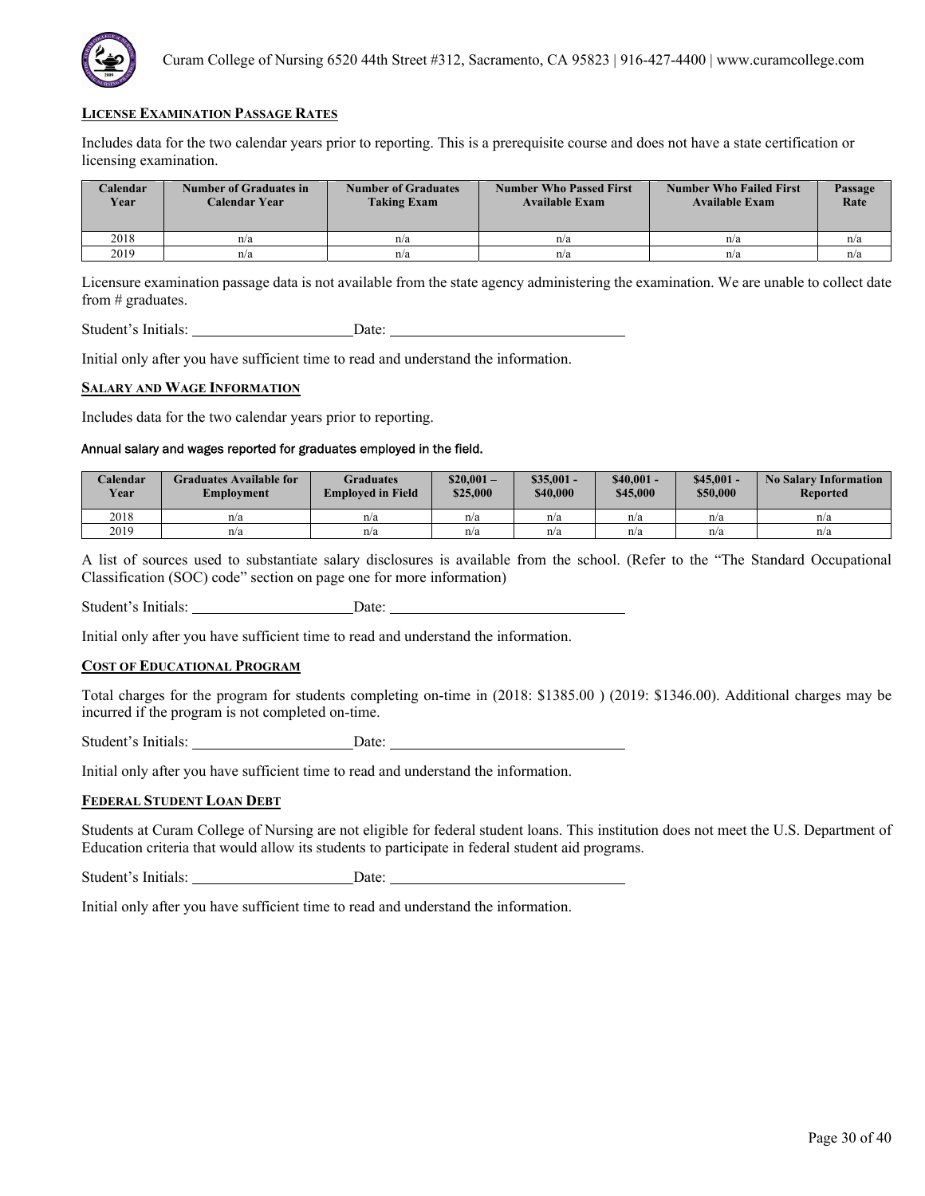### License Examination Passage Rates

Includes data for the two calendar years prior to reporting. This is a prerequisite course and does not have a state certification or licensing examination.

| Calendar Year | Number of Graduates in Calendar Year | Number of Graduates Taking Exam | Number Who Passed First Available Exam | Number Who Failed First Available Exam | Passage Rate |
|---|---|---|---|---|---|
| 2018 | n/a | n/a | n/a | n/a | n/a |
| 2019 | n/a | n/a | n/a | n/a | n/a |

Licensure examination passage data is not available from the state agency administering the examination. We are unable to collect date from # graduates.

Student's Initials: ______________________ Date: ________________________________

Initial only after you have sufficient time to read and understand the information.

### Salary and Wage Information

Includes data for the two calendar years prior to reporting.

Annual salary and wages reported for graduates employed in the field.

| Calendar Year | Graduates Available for Employment | Graduates Employed in Field | \$20,001 – \$25,000 | \$35,001 - \$40,000 | \$40,001 - \$45,000 | \$45,001 - \$50,000 | No Salary Information Reported |
|---|---|---|---|---|---|---|---|
| 2018 | n/a | n/a | n/a | n/a | n/a | n/a | n/a |
| 2019 | n/a | n/a | n/a | n/a | n/a | n/a | n/a |

A list of sources used to substantiate salary disclosures is available from the school. (Refer to the "The Standard Occupational Classification (SOC) code" section on page one for more information)

Student's Initials: ______________________ Date: ________________________________

Initial only after you have sufficient time to read and understand the information.

### Cost of Educational Program

Total charges for the program for students completing on-time in (2018: \$1385.00 ) (2019: \$1346.00). Additional charges may be incurred if the program is not completed on-time.

Student's Initials: ______________________ Date: ________________________________

Initial only after you have sufficient time to read and understand the information.

### Federal Student Loan Debt

Students at Curam College of Nursing are not eligible for federal student loans. This institution does not meet the U.S. Department of Education criteria that would allow its students to participate in federal student aid programs.

Student's Initials: ______________________ Date: ________________________________

Initial only after you have sufficient time to read and understand the information.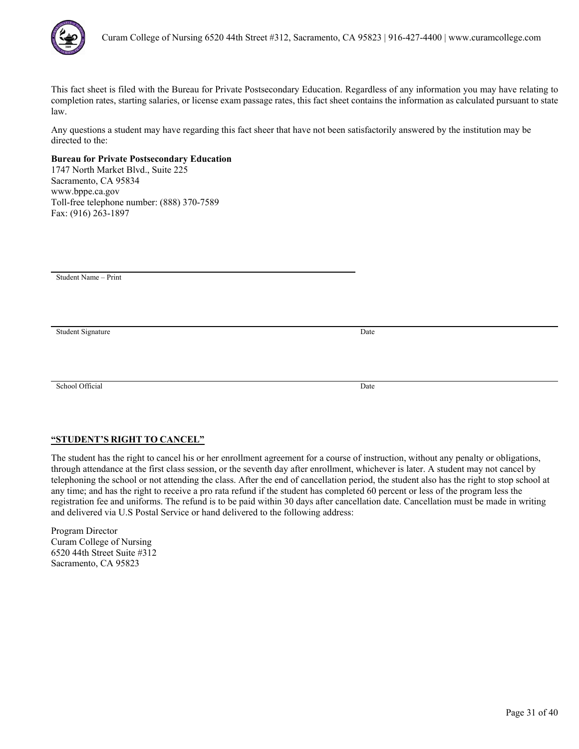This fact sheet is filed with the Bureau for Private Postsecondary Education. Regardless of any information you may have relating to completion rates, starting salaries, or license exam passage rates, this fact sheet contains the information as calculated pursuant to state law.

Any questions a student may have regarding this fact sheer that have not been satisfactorily answered by the institution may be directed to the:

**Bureau for Private Postsecondary Education**
1747 North Market Blvd., Suite 225
Sacramento, CA 95834
www.bppe.ca.gov
Toll-free telephone number: (888) 370-7589
Fax: (916) 263-1897

Student Name – Print

Student Signature | Date

School Official | Date

**“STUDENT’S RIGHT TO CANCEL”**

The student has the right to cancel his or her enrollment agreement for a course of instruction, without any penalty or obligations, through attendance at the first class session, or the seventh day after enrollment, whichever is later. A student may not cancel by telephoning the school or not attending the class. After the end of cancellation period, the student also has the right to stop school at any time; and has the right to receive a pro rata refund if the student has completed 60 percent or less of the program less the registration fee and uniforms. The refund is to be paid within 30 days after cancellation date. Cancellation must be made in writing and delivered via U.S Postal Service or hand delivered to the following address:

Program Director
Curam College of Nursing
6520 44th Street Suite #312
Sacramento, CA 95823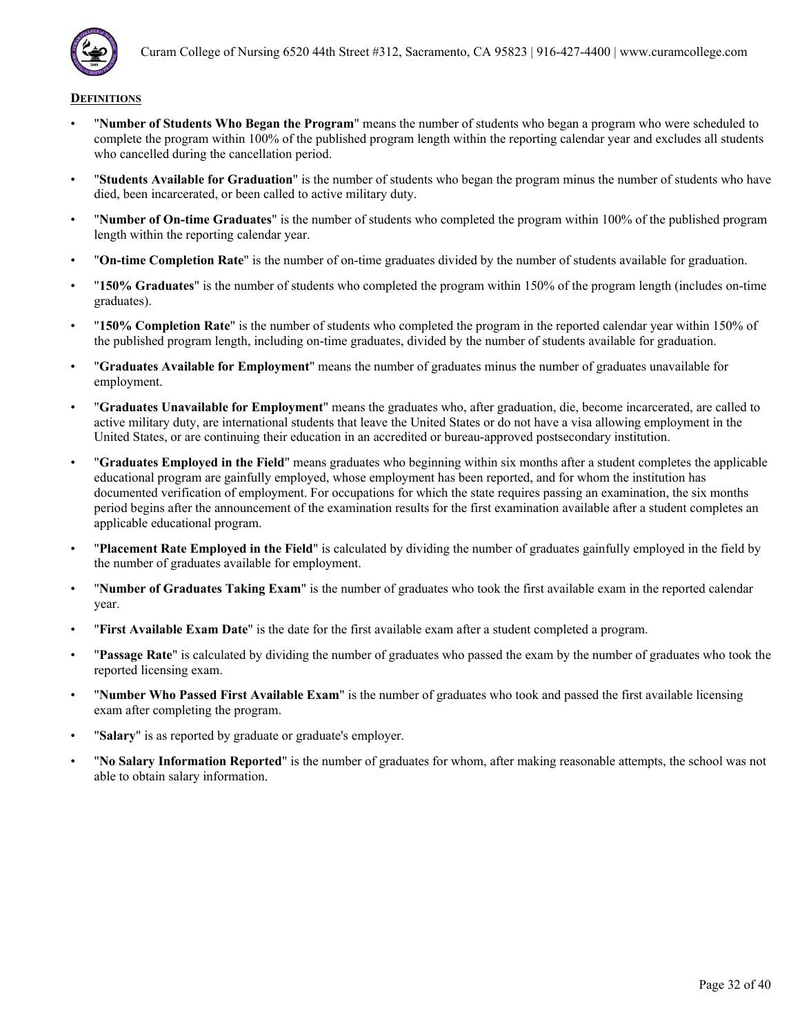## DEFINITIONS

- "**Number of Students Who Began the Program**" means the number of students who began a program who were scheduled to complete the program within 100% of the published program length within the reporting calendar year and excludes all students who cancelled during the cancellation period.
- "**Students Available for Graduation**" is the number of students who began the program minus the number of students who have died, been incarcerated, or been called to active military duty.
- "**Number of On-time Graduates**" is the number of students who completed the program within 100% of the published program length within the reporting calendar year.
- "**On-time Completion Rate**" is the number of on-time graduates divided by the number of students available for graduation.
- "**150% Graduates**" is the number of students who completed the program within 150% of the program length (includes on-time graduates).
- "**150% Completion Rate**" is the number of students who completed the program in the reported calendar year within 150% of the published program length, including on-time graduates, divided by the number of students available for graduation.
- "**Graduates Available for Employment**" means the number of graduates minus the number of graduates unavailable for employment.
- "**Graduates Unavailable for Employment**" means the graduates who, after graduation, die, become incarcerated, are called to active military duty, are international students that leave the United States or do not have a visa allowing employment in the United States, or are continuing their education in an accredited or bureau-approved postsecondary institution.
- "**Graduates Employed in the Field**" means graduates who beginning within six months after a student completes the applicable educational program are gainfully employed, whose employment has been reported, and for whom the institution has documented verification of employment. For occupations for which the state requires passing an examination, the six months period begins after the announcement of the examination results for the first examination available after a student completes an applicable educational program.
- "**Placement Rate Employed in the Field**" is calculated by dividing the number of graduates gainfully employed in the field by the number of graduates available for employment.
- "**Number of Graduates Taking Exam**" is the number of graduates who took the first available exam in the reported calendar year.
- "**First Available Exam Date**" is the date for the first available exam after a student completed a program.
- "**Passage Rate**" is calculated by dividing the number of graduates who passed the exam by the number of graduates who took the reported licensing exam.
- "**Number Who Passed First Available Exam**" is the number of graduates who took and passed the first available licensing exam after completing the program.
- "**Salary**" is as reported by graduate or graduate's employer.
- "**No Salary Information Reported**" is the number of graduates for whom, after making reasonable attempts, the school was not able to obtain salary information.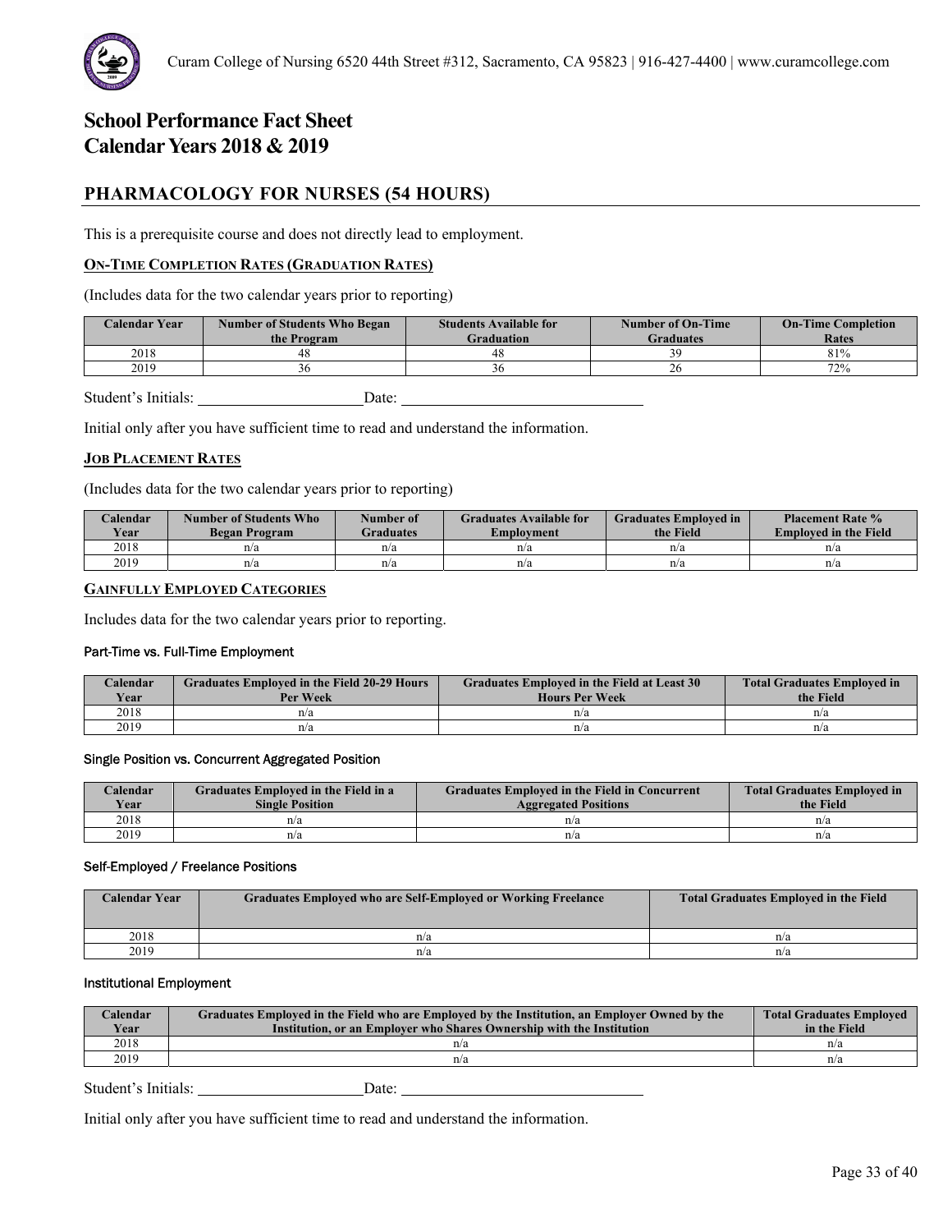Curam College of Nursing 6520 44th Street #312, Sacramento, CA 95823 | 916-427-4400 | www.curamcollege.com

# School Performance Fact Sheet
# Calendar Years 2018 & 2019

## PHARMACOLOGY FOR NURSES (54 HOURS)

This is a prerequisite course and does not directly lead to employment.

### ON-TIME COMPLETION RATES (GRADUATION RATES)

(Includes data for the two calendar years prior to reporting)

| Calendar Year | Number of Students Who Began the Program | Students Available for Graduation | Number of On-Time Graduates | On-Time Completion Rates |
|---|---|---|---|---|
| 2018 | 48 | 48 | 39 | 81% |
| 2019 | 36 | 36 | 26 | 72% |

Student's Initials: ____________________ Date: ____________________________

Initial only after you have sufficient time to read and understand the information.

### JOB PLACEMENT RATES

(Includes data for the two calendar years prior to reporting)

| Calendar Year | Number of Students Who Began Program | Number of Graduates | Graduates Available for Employment | Graduates Employed in the Field | Placement Rate % Employed in the Field |
|---|---|---|---|---|---|
| 2018 | n/a | n/a | n/a | n/a | n/a |
| 2019 | n/a | n/a | n/a | n/a | n/a |

### GAINFULLY EMPLOYED CATEGORIES

Includes data for the two calendar years prior to reporting.

#### Part-Time vs. Full-Time Employment

| Calendar Year | Graduates Employed in the Field 20-29 Hours Per Week | Graduates Employed in the Field at Least 30 Hours Per Week | Total Graduates Employed in the Field |
|---|---|---|---|
| 2018 | n/a | n/a | n/a |
| 2019 | n/a | n/a | n/a |

#### Single Position vs. Concurrent Aggregated Position

| Calendar Year | Graduates Employed in the Field in a Single Position | Graduates Employed in the Field in Concurrent Aggregated Positions | Total Graduates Employed in the Field |
|---|---|---|---|
| 2018 | n/a | n/a | n/a |
| 2019 | n/a | n/a | n/a |

#### Self-Employed / Freelance Positions

| Calendar Year | Graduates Employed who are Self-Employed or Working Freelance | Total Graduates Employed in the Field |
|---|---|---|
| 2018 | n/a | n/a |
| 2019 | n/a | n/a |

#### Institutional Employment

| Calendar Year | Graduates Employed in the Field who are Employed by the Institution, an Employer Owned by the Institution, or an Employer who Shares Ownership with the Institution | Total Graduates Employed in the Field |
|---|---|---|
| 2018 | n/a | n/a |
| 2019 | n/a | n/a |

Student's Initials: ____________________ Date: ____________________________

Initial only after you have sufficient time to read and understand the information.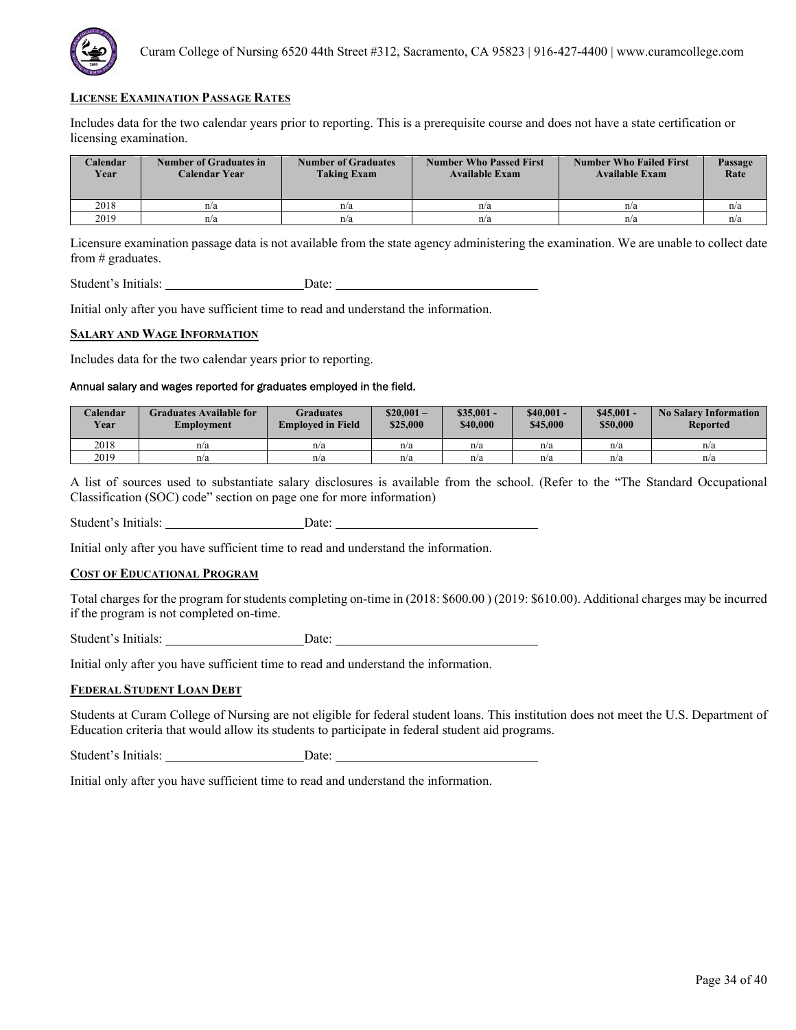## LICENSE EXAMINATION PASSAGE RATES

Includes data for the two calendar years prior to reporting. This is a prerequisite course and does not have a state certification or licensing examination.

| Calendar Year | Number of Graduates in Calendar Year | Number of Graduates Taking Exam | Number Who Passed First Available Exam | Number Who Failed First Available Exam | Passage Rate |
|---|---|---|---|---|---|
| 2018 | n/a | n/a | n/a | n/a | n/a |
| 2019 | n/a | n/a | n/a | n/a | n/a |

Licensure examination passage data is not available from the state agency administering the examination. We are unable to collect date from # graduates.

Student's Initials: ____________________ Date: ______________________________

Initial only after you have sufficient time to read and understand the information.

## SALARY AND WAGE INFORMATION

Includes data for the two calendar years prior to reporting.

Annual salary and wages reported for graduates employed in the field.

| Calendar Year | Graduates Available for Employment | Graduates Employed in Field | $20,001 – $25,000 | $35,001 - $40,000 | $40,001 - $45,000 | $45,001 - $50,000 | No Salary Information Reported |
|---|---|---|---|---|---|---|---|
| 2018 | n/a | n/a | n/a | n/a | n/a | n/a | n/a |
| 2019 | n/a | n/a | n/a | n/a | n/a | n/a | n/a |

A list of sources used to substantiate salary disclosures is available from the school. (Refer to the "The Standard Occupational Classification (SOC) code" section on page one for more information)

Student's Initials: ____________________ Date: ______________________________

Initial only after you have sufficient time to read and understand the information.

## COST OF EDUCATIONAL PROGRAM

Total charges for the program for students completing on-time in (2018: $600.00 ) (2019: $610.00). Additional charges may be incurred if the program is not completed on-time.

Student's Initials: ____________________ Date: ______________________________

Initial only after you have sufficient time to read and understand the information.

## FEDERAL STUDENT LOAN DEBT

Students at Curam College of Nursing are not eligible for federal student loans. This institution does not meet the U.S. Department of Education criteria that would allow its students to participate in federal student aid programs.

Student's Initials: ____________________ Date: ______________________________

Initial only after you have sufficient time to read and understand the information.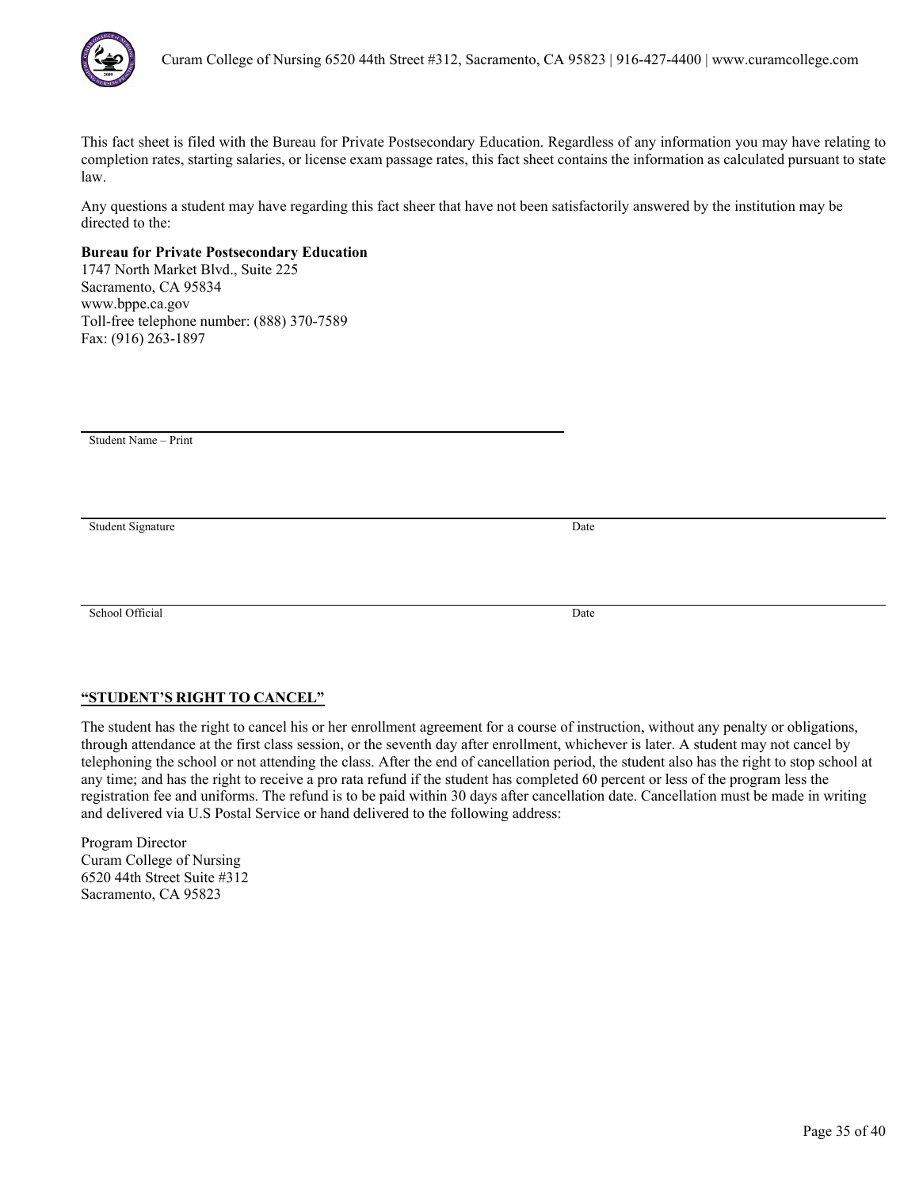This fact sheet is filed with the Bureau for Private Postsecondary Education. Regardless of any information you may have relating to completion rates, starting salaries, or license exam passage rates, this fact sheet contains the information as calculated pursuant to state law.

Any questions a student may have regarding this fact sheer that have not been satisfactorily answered by the institution may be directed to the:

**Bureau for Private Postsecondary Education**
1747 North Market Blvd., Suite 225
Sacramento, CA 95834
www.bppe.ca.gov
Toll-free telephone number: (888) 370-7589
Fax: (916) 263-1897

______________________________________________

Student Name – Print

______________________________________________

Student Signature Date

______________________________________________

School Official Date

**<u>"STUDENT'S RIGHT TO CANCEL"</u>**

The student has the right to cancel his or her enrollment agreement for a course of instruction, without any penalty or obligations, through attendance at the first class session, or the seventh day after enrollment, whichever is later. A student may not cancel by telephoning the school or not attending the class. After the end of cancellation period, the student also has the right to stop school at any time; and has the right to receive a pro rata refund if the student has completed 60 percent or less of the program less the registration fee and uniforms. The refund is to be paid within 30 days after cancellation date. Cancellation must be made in writing and delivered via U.S Postal Service or hand delivered to the following address:

Program Director
Curam College of Nursing
6520 44th Street Suite #312
Sacramento, CA 95823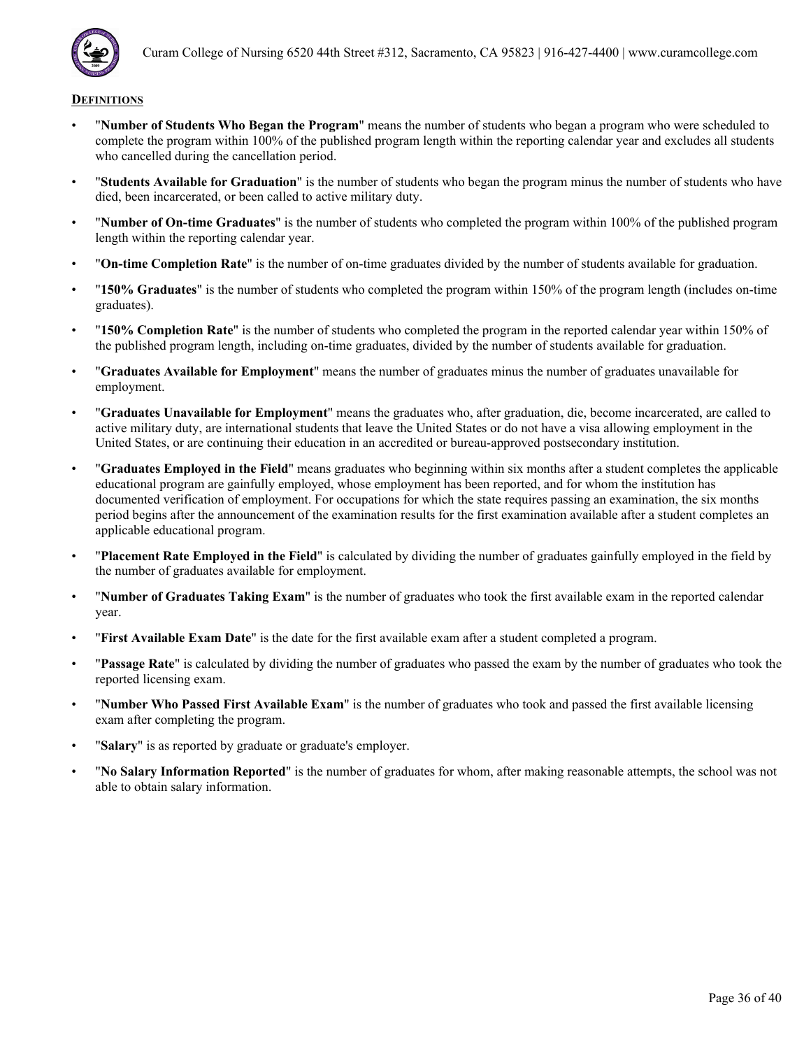## DEFINITIONS

- "**Number of Students Who Began the Program**" means the number of students who began a program who were scheduled to complete the program within 100% of the published program length within the reporting calendar year and excludes all students who cancelled during the cancellation period.
- "**Students Available for Graduation**" is the number of students who began the program minus the number of students who have died, been incarcerated, or been called to active military duty.
- "**Number of On-time Graduates**" is the number of students who completed the program within 100% of the published program length within the reporting calendar year.
- "**On-time Completion Rate**" is the number of on-time graduates divided by the number of students available for graduation.
- "**150% Graduates**" is the number of students who completed the program within 150% of the program length (includes on-time graduates).
- "**150% Completion Rate**" is the number of students who completed the program in the reported calendar year within 150% of the published program length, including on-time graduates, divided by the number of students available for graduation.
- "**Graduates Available for Employment**" means the number of graduates minus the number of graduates unavailable for employment.
- "**Graduates Unavailable for Employment**" means the graduates who, after graduation, die, become incarcerated, are called to active military duty, are international students that leave the United States or do not have a visa allowing employment in the United States, or are continuing their education in an accredited or bureau-approved postsecondary institution.
- "**Graduates Employed in the Field**" means graduates who beginning within six months after a student completes the applicable educational program are gainfully employed, whose employment has been reported, and for whom the institution has documented verification of employment. For occupations for which the state requires passing an examination, the six months period begins after the announcement of the examination results for the first examination available after a student completes an applicable educational program.
- "**Placement Rate Employed in the Field**" is calculated by dividing the number of graduates gainfully employed in the field by the number of graduates available for employment.
- "**Number of Graduates Taking Exam**" is the number of graduates who took the first available exam in the reported calendar year.
- "**First Available Exam Date**" is the date for the first available exam after a student completed a program.
- "**Passage Rate**" is calculated by dividing the number of graduates who passed the exam by the number of graduates who took the reported licensing exam.
- "**Number Who Passed First Available Exam**" is the number of graduates who took and passed the first available licensing exam after completing the program.
- "**Salary**" is as reported by graduate or graduate's employer.
- "**No Salary Information Reported**" is the number of graduates for whom, after making reasonable attempts, the school was not able to obtain salary information.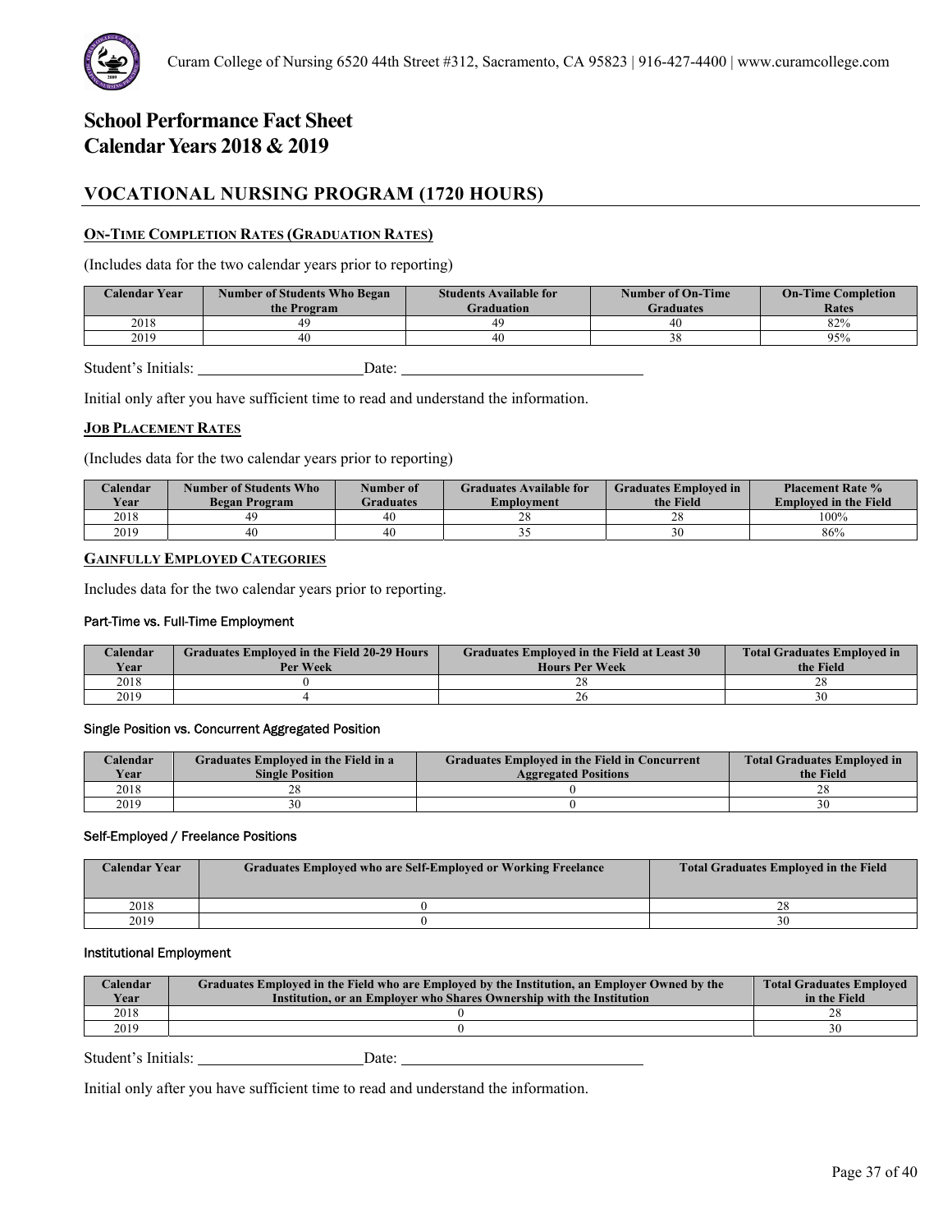# School Performance Fact Sheet
# Calendar Years 2018 & 2019

## VOCATIONAL NURSING PROGRAM (1720 HOURS)

### ON-TIME COMPLETION RATES (GRADUATION RATES)

(Includes data for the two calendar years prior to reporting)

| Calendar Year | Number of Students Who Began the Program | Students Available for Graduation | Number of On-Time Graduates | On-Time Completion Rates |
|---|---|---|---|---|
| 2018 | 49 | 49 | 40 | 82% |
| 2019 | 40 | 40 | 38 | 95% |

Student's Initials: ____________________ Date: ______________________________

Initial only after you have sufficient time to read and understand the information.

### JOB PLACEMENT RATES

(Includes data for the two calendar years prior to reporting)

| Calendar Year | Number of Students Who Began Program | Number of Graduates | Graduates Available for Employment | Graduates Employed in the Field | Placement Rate % Employed in the Field |
|---|---|---|---|---|---|
| 2018 | 49 | 40 | 28 | 28 | 100% |
| 2019 | 40 | 40 | 35 | 30 | 86% |

### GAINFULLY EMPLOYED CATEGORIES

Includes data for the two calendar years prior to reporting.

#### Part-Time vs. Full-Time Employment

| Calendar Year | Graduates Employed in the Field 20-29 Hours Per Week | Graduates Employed in the Field at Least 30 Hours Per Week | Total Graduates Employed in the Field |
|---|---|---|---|
| 2018 | 0 | 28 | 28 |
| 2019 | 4 | 26 | 30 |

#### Single Position vs. Concurrent Aggregated Position

| Calendar Year | Graduates Employed in the Field in a Single Position | Graduates Employed in the Field in Concurrent Aggregated Positions | Total Graduates Employed in the Field |
|---|---|---|---|
| 2018 | 28 | 0 | 28 |
| 2019 | 30 | 0 | 30 |

#### Self-Employed / Freelance Positions

| Calendar Year | Graduates Employed who are Self-Employed or Working Freelance | Total Graduates Employed in the Field |
|---|---|---|
| 2018 | 0 | 28 |
| 2019 | 0 | 30 |

#### Institutional Employment

| Calendar Year | Graduates Employed in the Field who are Employed by the Institution, an Employer Owned by the Institution, or an Employer who Shares Ownership with the Institution | Total Graduates Employed in the Field |
|---|---|---|
| 2018 | 0 | 28 |
| 2019 | 0 | 30 |

Student's Initials: ____________________ Date: ______________________________

Initial only after you have sufficient time to read and understand the information.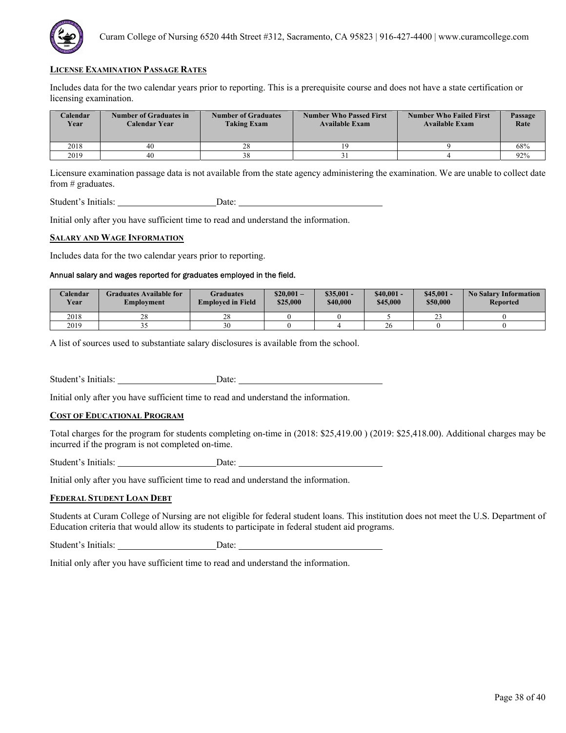## LICENSE EXAMINATION PASSAGE RATES

Includes data for the two calendar years prior to reporting. This is a prerequisite course and does not have a state certification or licensing examination.

| Calendar Year | Number of Graduates in Calendar Year | Number of Graduates Taking Exam | Number Who Passed First Available Exam | Number Who Failed First Available Exam | Passage Rate |
|---|---|---|---|---|---|
| 2018 | 40 | 28 | 19 | 9 | 68% |
| 2019 | 40 | 38 | 31 | 4 | 92% |

Licensure examination passage data is not available from the state agency administering the examination. We are unable to collect date from # graduates.

Student's Initials: ____________________ Date: ______________________________

Initial only after you have sufficient time to read and understand the information.

## SALARY AND WAGE INFORMATION

Includes data for the two calendar years prior to reporting.

**Annual salary and wages reported for graduates employed in the field.**

| Calendar Year | Graduates Available for Employment | Graduates Employed in Field | $20,001 – $25,000 | $35,001 - $40,000 | $40,001 - $45,000 | $45,001 - $50,000 | No Salary Information Reported |
|---|---|---|---|---|---|---|---|
| 2018 | 28 | 28 | 0 | 0 | 5 | 23 | 0 |
| 2019 | 35 | 30 | 0 | 4 | 26 | 0 | 0 |

A list of sources used to substantiate salary disclosures is available from the school.

Student's Initials: ____________________ Date: ______________________________

Initial only after you have sufficient time to read and understand the information.

## COST OF EDUCATIONAL PROGRAM

Total charges for the program for students completing on-time in (2018: $25,419.00 ) (2019: $25,418.00). Additional charges may be incurred if the program is not completed on-time.

Student's Initials: ____________________ Date: ______________________________

Initial only after you have sufficient time to read and understand the information.

## FEDERAL STUDENT LOAN DEBT

Students at Curam College of Nursing are not eligible for federal student loans. This institution does not meet the U.S. Department of Education criteria that would allow its students to participate in federal student aid programs.

Student's Initials: ____________________ Date: ______________________________

Initial only after you have sufficient time to read and understand the information.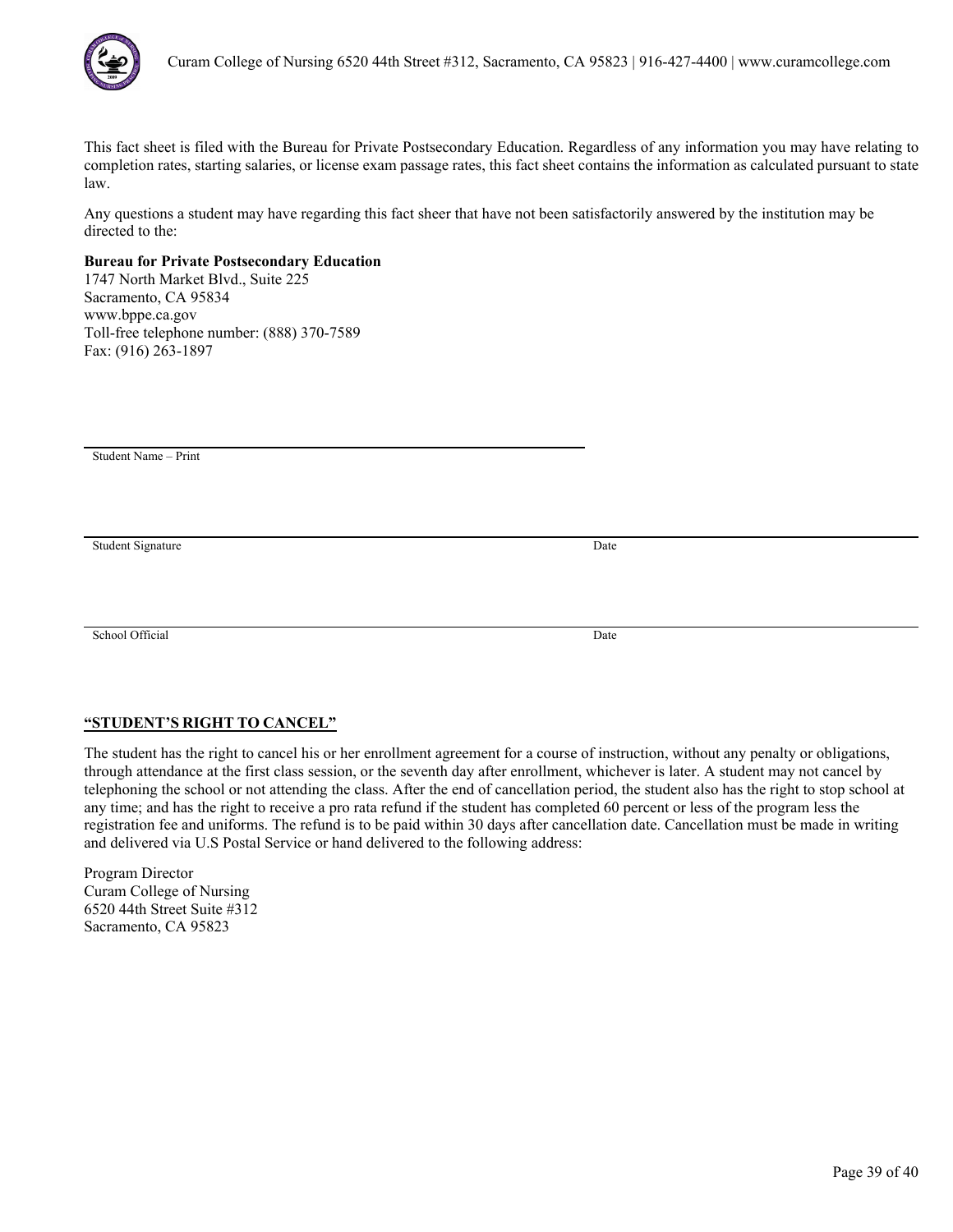This fact sheet is filed with the Bureau for Private Postsecondary Education. Regardless of any information you may have relating to completion rates, starting salaries, or license exam passage rates, this fact sheet contains the information as calculated pursuant to state law.

Any questions a student may have regarding this fact sheer that have not been satisfactorily answered by the institution may be directed to the:

**Bureau for Private Postsecondary Education**
1747 North Market Blvd., Suite 225
Sacramento, CA 95834
www.bppe.ca.gov
Toll-free telephone number: (888) 370-7589
Fax: (916) 263-1897

______________________________
Student Name – Print

______________________________
Student Signature　　　　　　　　　　Date

______________________________
School Official　　　　　　　　　　Date

**"STUDENT'S RIGHT TO CANCEL"**

The student has the right to cancel his or her enrollment agreement for a course of instruction, without any penalty or obligations, through attendance at the first class session, or the seventh day after enrollment, whichever is later. A student may not cancel by telephoning the school or not attending the class. After the end of cancellation period, the student also has the right to stop school at any time; and has the right to receive a pro rata refund if the student has completed 60 percent or less of the program less the registration fee and uniforms. The refund is to be paid within 30 days after cancellation date. Cancellation must be made in writing and delivered via U.S Postal Service or hand delivered to the following address:

Program Director
Curam College of Nursing
6520 44th Street Suite #312
Sacramento, CA 95823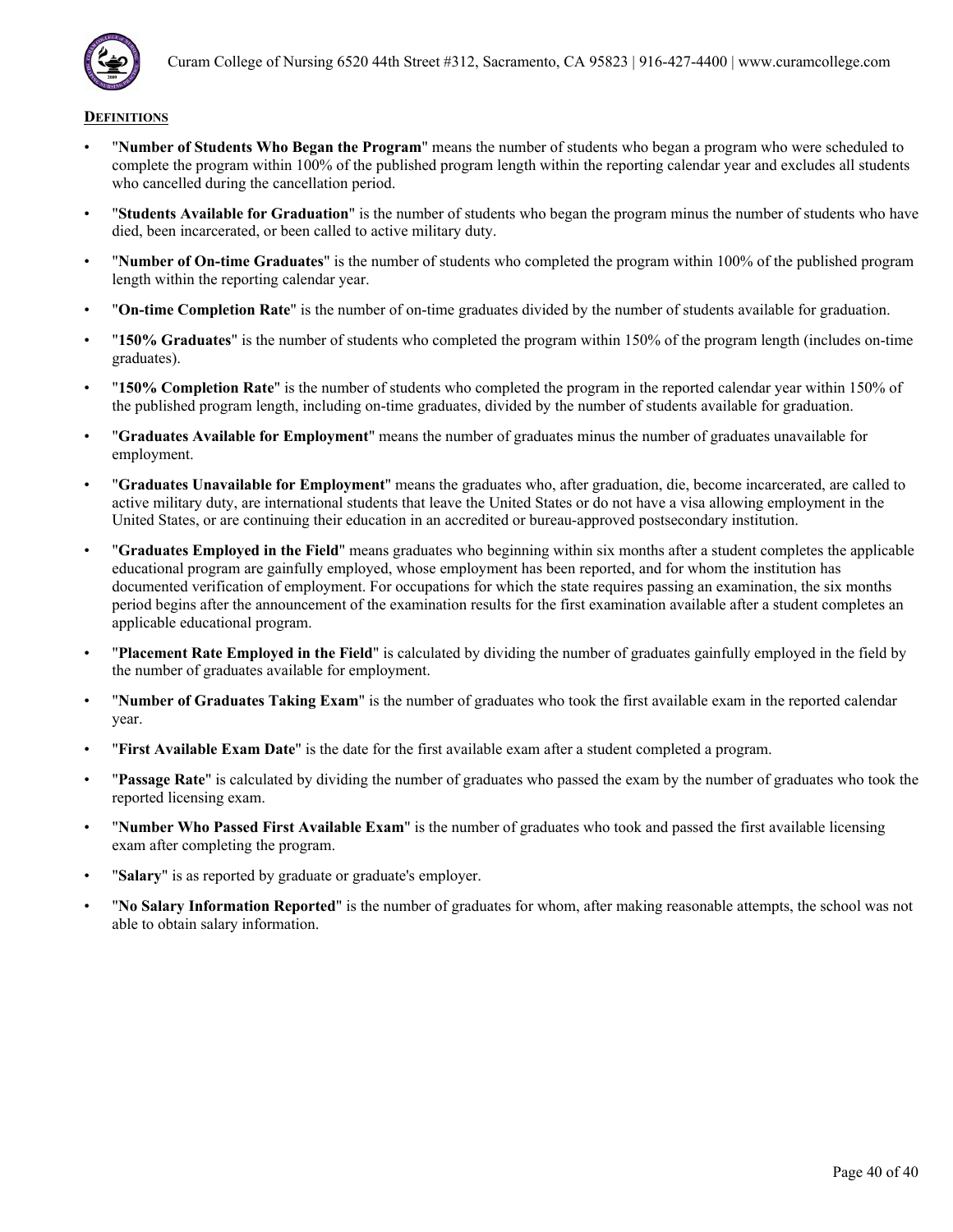## DEFINITIONS

- "**Number of Students Who Began the Program**" means the number of students who began a program who were scheduled to complete the program within 100% of the published program length within the reporting calendar year and excludes all students who cancelled during the cancellation period.
- "**Students Available for Graduation**" is the number of students who began the program minus the number of students who have died, been incarcerated, or been called to active military duty.
- "**Number of On-time Graduates**" is the number of students who completed the program within 100% of the published program length within the reporting calendar year.
- "**On-time Completion Rate**" is the number of on-time graduates divided by the number of students available for graduation.
- "**150% Graduates**" is the number of students who completed the program within 150% of the program length (includes on-time graduates).
- "**150% Completion Rate**" is the number of students who completed the program in the reported calendar year within 150% of the published program length, including on-time graduates, divided by the number of students available for graduation.
- "**Graduates Available for Employment**" means the number of graduates minus the number of graduates unavailable for employment.
- "**Graduates Unavailable for Employment**" means the graduates who, after graduation, die, become incarcerated, are called to active military duty, are international students that leave the United States or do not have a visa allowing employment in the United States, or are continuing their education in an accredited or bureau-approved postsecondary institution.
- "**Graduates Employed in the Field**" means graduates who beginning within six months after a student completes the applicable educational program are gainfully employed, whose employment has been reported, and for whom the institution has documented verification of employment. For occupations for which the state requires passing an examination, the six months period begins after the announcement of the examination results for the first examination available after a student completes an applicable educational program.
- "**Placement Rate Employed in the Field**" is calculated by dividing the number of graduates gainfully employed in the field by the number of graduates available for employment.
- "**Number of Graduates Taking Exam**" is the number of graduates who took the first available exam in the reported calendar year.
- "**First Available Exam Date**" is the date for the first available exam after a student completed a program.
- "**Passage Rate**" is calculated by dividing the number of graduates who passed the exam by the number of graduates who took the reported licensing exam.
- "**Number Who Passed First Available Exam**" is the number of graduates who took and passed the first available licensing exam after completing the program.
- "**Salary**" is as reported by graduate or graduate's employer.
- "**No Salary Information Reported**" is the number of graduates for whom, after making reasonable attempts, the school was not able to obtain salary information.